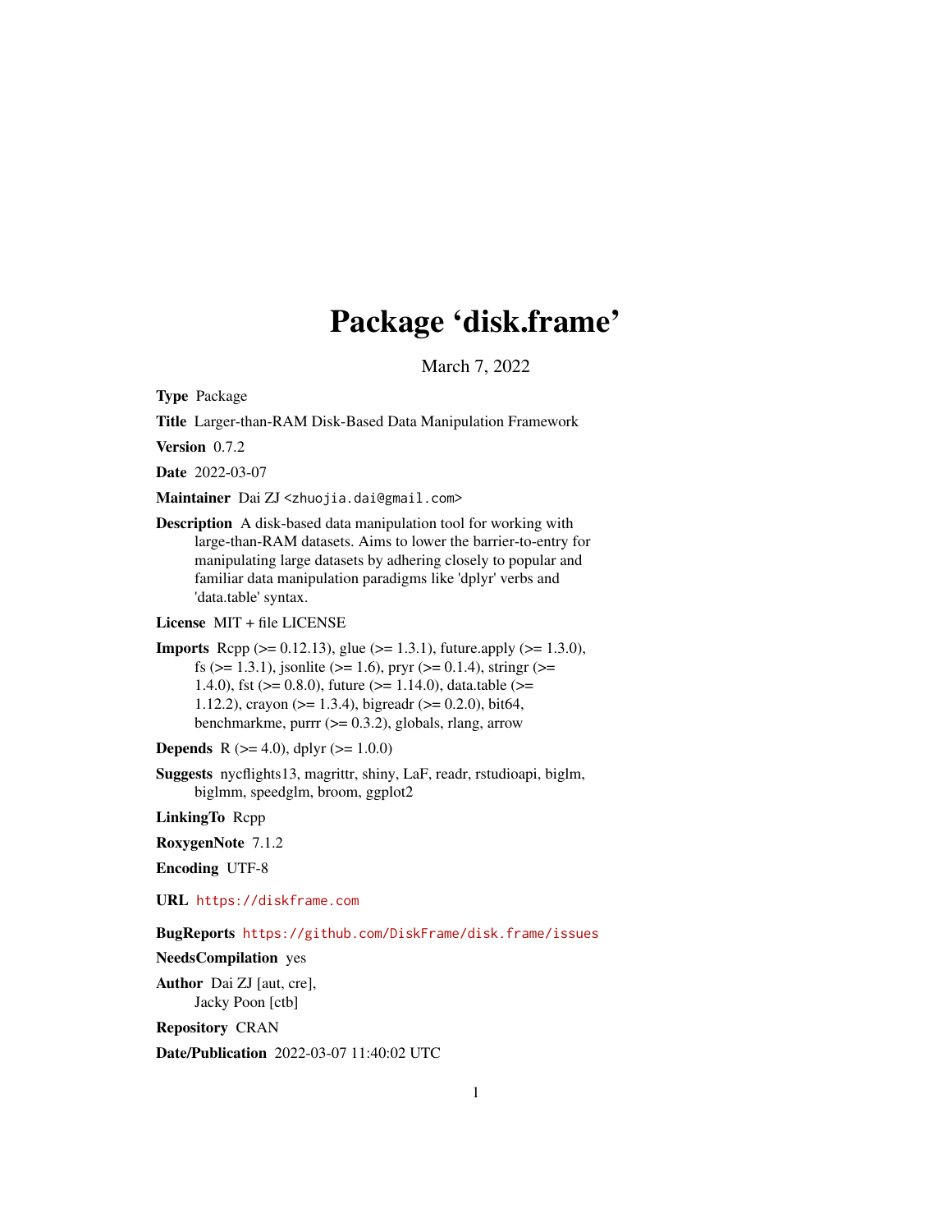# Package 'disk.frame'

March 7, 2022

**Type** Package

**Title** Larger-than-RAM Disk-Based Data Manipulation Framework

**Version** 0.7.2

**Date** 2022-03-07

**Maintainer** Dai ZJ <zhuojia.dai@gmail.com>

**Description** A disk-based data manipulation tool for working with large-than-RAM datasets. Aims to lower the barrier-to-entry for manipulating large datasets by adhering closely to popular and familiar data manipulation paradigms like 'dplyr' verbs and 'data.table' syntax.

**License** MIT + file LICENSE

**Imports** Rcpp (>= 0.12.13), glue (>= 1.3.1), future.apply (>= 1.3.0), fs (>= 1.3.1), jsonlite (>= 1.6), pryr (>= 0.1.4), stringr (>= 1.4.0), fst (>= 0.8.0), future (>= 1.14.0), data.table (>= 1.12.2), crayon (>= 1.3.4), bigreadr (>= 0.2.0), bit64, benchmarkme, purrr (>= 0.3.2), globals, rlang, arrow

**Depends** R (>= 4.0), dplyr (>= 1.0.0)

**Suggests** nycflights13, magrittr, shiny, LaF, readr, rstudioapi, biglm, biglmm, speedglm, broom, ggplot2

**LinkingTo** Rcpp

**RoxygenNote** 7.1.2

**Encoding** UTF-8

**URL** https://diskframe.com

**BugReports** https://github.com/DiskFrame/disk.frame/issues

**NeedsCompilation** yes

**Author** Dai ZJ [aut, cre], Jacky Poon [ctb]

**Repository** CRAN

**Date/Publication** 2022-03-07 11:40:02 UTC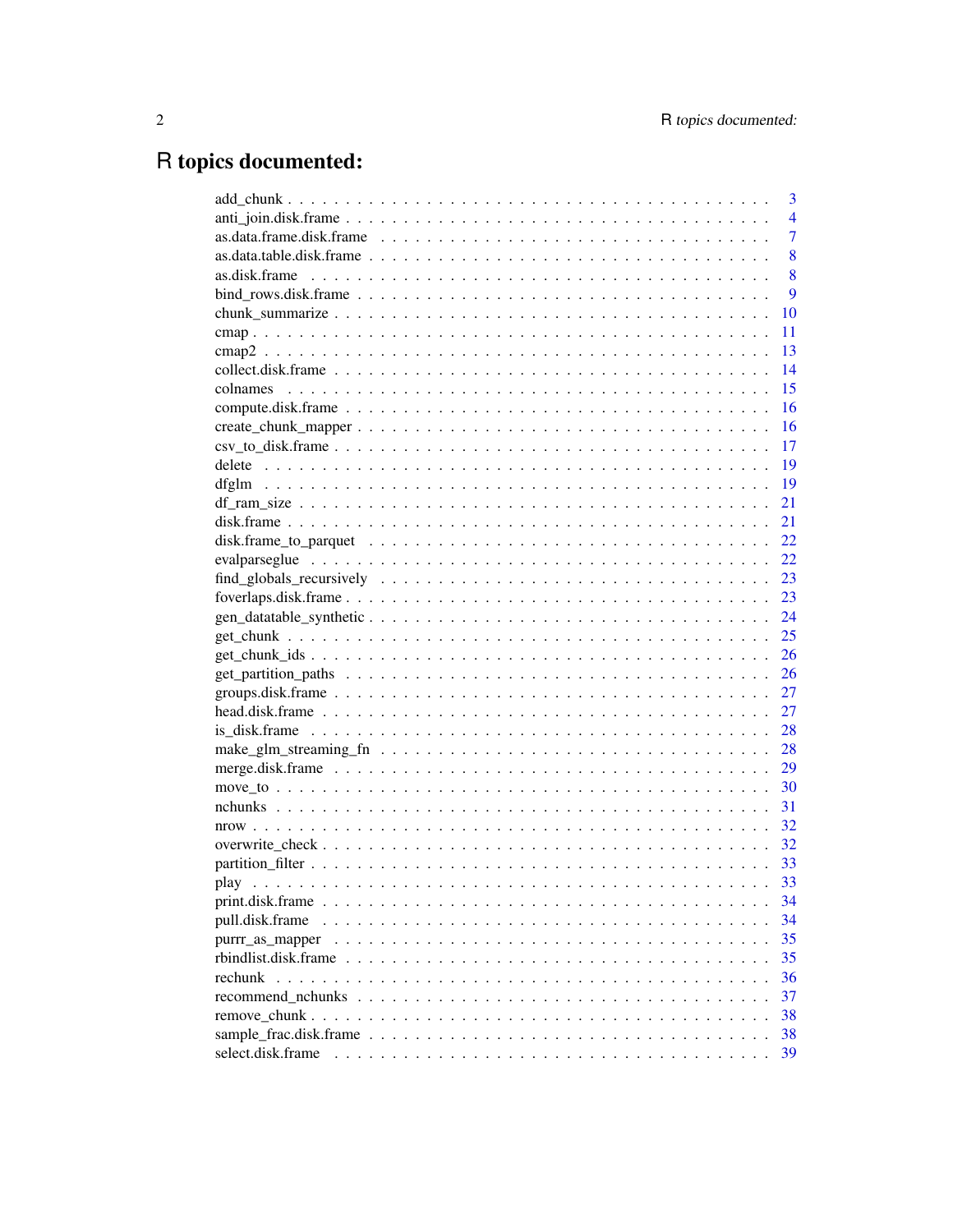# R topics documented:

add_chunk . . . . . . . . . . . . . . . . . . . . . . . . . . . . . . . . . . . . . . . . 3
anti_join.disk.frame . . . . . . . . . . . . . . . . . . . . . . . . . . . . . . . . . . . 4
as.data.frame.disk.frame . . . . . . . . . . . . . . . . . . . . . . . . . . . . . . . . 7
as.data.table.disk.frame . . . . . . . . . . . . . . . . . . . . . . . . . . . . . . . . . 8
as.disk.frame . . . . . . . . . . . . . . . . . . . . . . . . . . . . . . . . . . . . . . . 8
bind_rows.disk.frame . . . . . . . . . . . . . . . . . . . . . . . . . . . . . . . . . . . 9
chunk_summarize . . . . . . . . . . . . . . . . . . . . . . . . . . . . . . . . . . . . . 10
cmap . . . . . . . . . . . . . . . . . . . . . . . . . . . . . . . . . . . . . . . . . . . 11
cmap2 . . . . . . . . . . . . . . . . . . . . . . . . . . . . . . . . . . . . . . . . . . 13
collect.disk.frame . . . . . . . . . . . . . . . . . . . . . . . . . . . . . . . . . . . . 14
colnames . . . . . . . . . . . . . . . . . . . . . . . . . . . . . . . . . . . . . . . . . 15
compute.disk.frame . . . . . . . . . . . . . . . . . . . . . . . . . . . . . . . . . . . . 16
create_chunk_mapper . . . . . . . . . . . . . . . . . . . . . . . . . . . . . . . . . . . 16
csv_to_disk.frame . . . . . . . . . . . . . . . . . . . . . . . . . . . . . . . . . . . . 17
delete . . . . . . . . . . . . . . . . . . . . . . . . . . . . . . . . . . . . . . . . . . 19
dfglm . . . . . . . . . . . . . . . . . . . . . . . . . . . . . . . . . . . . . . . . . . . 19
df_ram_size . . . . . . . . . . . . . . . . . . . . . . . . . . . . . . . . . . . . . . . . 21
disk.frame . . . . . . . . . . . . . . . . . . . . . . . . . . . . . . . . . . . . . . . . 21
disk.frame_to_parquet . . . . . . . . . . . . . . . . . . . . . . . . . . . . . . . . . . 22
evalparseglue . . . . . . . . . . . . . . . . . . . . . . . . . . . . . . . . . . . . . . 22
find_globals_recursively . . . . . . . . . . . . . . . . . . . . . . . . . . . . . . . . . 23
foverlaps.disk.frame . . . . . . . . . . . . . . . . . . . . . . . . . . . . . . . . . . . 23
gen_datatable_synthetic . . . . . . . . . . . . . . . . . . . . . . . . . . . . . . . . . . 24
get_chunk . . . . . . . . . . . . . . . . . . . . . . . . . . . . . . . . . . . . . . . . . 25
get_chunk_ids . . . . . . . . . . . . . . . . . . . . . . . . . . . . . . . . . . . . . . . 26
get_partition_paths . . . . . . . . . . . . . . . . . . . . . . . . . . . . . . . . . . . . 26
groups.disk.frame . . . . . . . . . . . . . . . . . . . . . . . . . . . . . . . . . . . . . 27
head.disk.frame . . . . . . . . . . . . . . . . . . . . . . . . . . . . . . . . . . . . . . 27
is_disk.frame . . . . . . . . . . . . . . . . . . . . . . . . . . . . . . . . . . . . . . . 28
make_glm_streaming_fn . . . . . . . . . . . . . . . . . . . . . . . . . . . . . . . . . . 28
merge.disk.frame . . . . . . . . . . . . . . . . . . . . . . . . . . . . . . . . . . . . . 29
move_to . . . . . . . . . . . . . . . . . . . . . . . . . . . . . . . . . . . . . . . . . . 30
nchunks . . . . . . . . . . . . . . . . . . . . . . . . . . . . . . . . . . . . . . . . . . 31
nrow . . . . . . . . . . . . . . . . . . . . . . . . . . . . . . . . . . . . . . . . . . . . 32
overwrite_check . . . . . . . . . . . . . . . . . . . . . . . . . . . . . . . . . . . . . . 32
partition_filter . . . . . . . . . . . . . . . . . . . . . . . . . . . . . . . . . . . . . . 33
play . . . . . . . . . . . . . . . . . . . . . . . . . . . . . . . . . . . . . . . . . . . . 33
print.disk.frame . . . . . . . . . . . . . . . . . . . . . . . . . . . . . . . . . . . . . 34
pull.disk.frame . . . . . . . . . . . . . . . . . . . . . . . . . . . . . . . . . . . . . . 34
purrr_as_mapper . . . . . . . . . . . . . . . . . . . . . . . . . . . . . . . . . . . . . . 35
rbindlist.disk.frame . . . . . . . . . . . . . . . . . . . . . . . . . . . . . . . . . . . . 35
rechunk . . . . . . . . . . . . . . . . . . . . . . . . . . . . . . . . . . . . . . . . . . 36
recommend_nchunks . . . . . . . . . . . . . . . . . . . . . . . . . . . . . . . . . . . . 37
remove_chunk . . . . . . . . . . . . . . . . . . . . . . . . . . . . . . . . . . . . . . . 38
sample_frac.disk.frame . . . . . . . . . . . . . . . . . . . . . . . . . . . . . . . . . . . 38
select.disk.frame . . . . . . . . . . . . . . . . . . . . . . . . . . . . . . . . . . . . . 39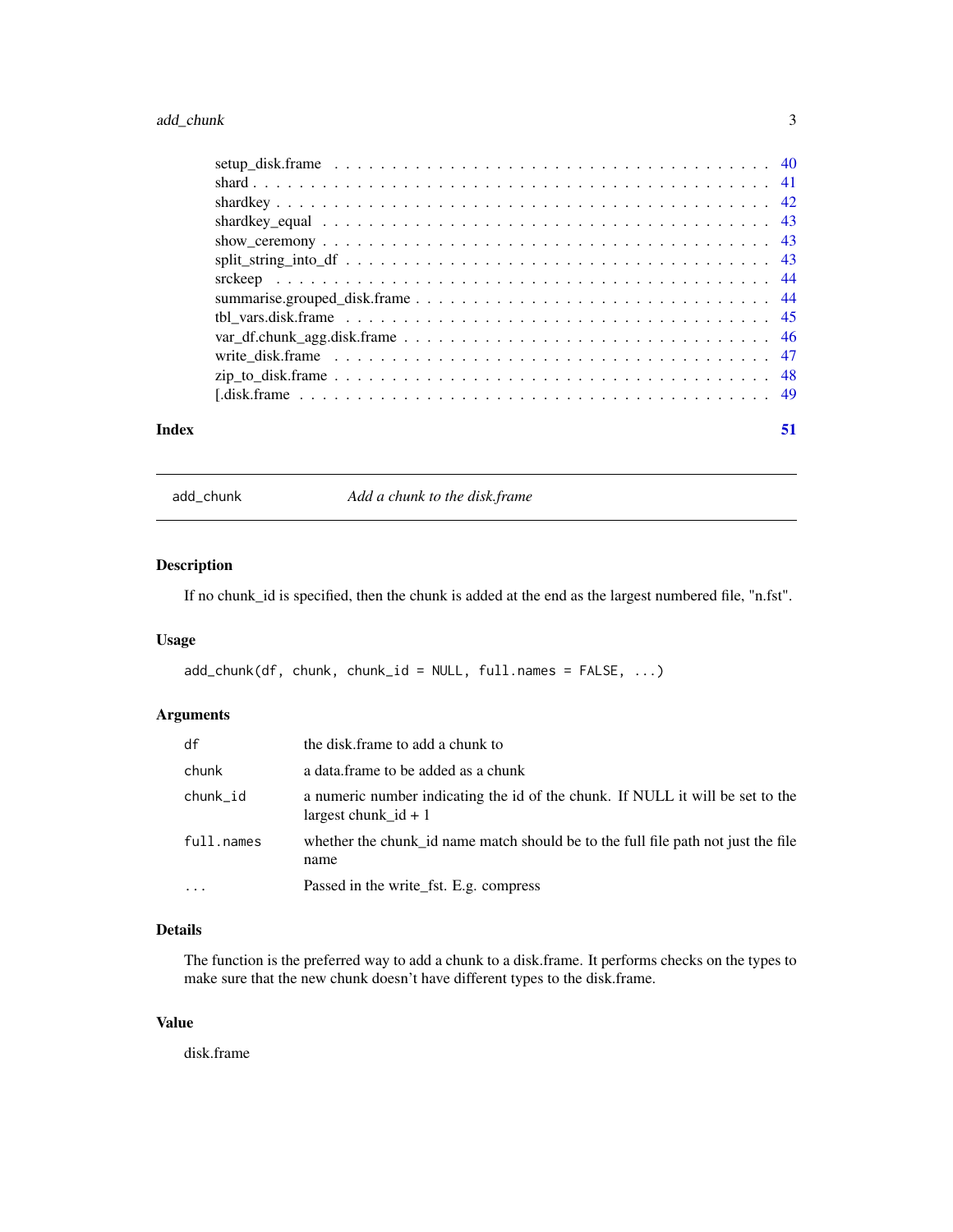| | |
|---|---|
| setup_disk.frame | 40 |
| shard | 41 |
| shardkey | 42 |
| shardkey_equal | 43 |
| show_ceremony | 43 |
| split_string_into_df | 43 |
| srckeep | 44 |
| summarise.grouped_disk.frame | 44 |
| tbl_vars.disk.frame | 45 |
| var_df.chunk_agg.disk.frame | 46 |
| write_disk.frame | 47 |
| zip_to_disk.frame | 48 |
| [.disk.frame | 49 |

**Index** **51**

---

## add_chunk — *Add a chunk to the disk.frame*

### Description

If no chunk_id is specified, then the chunk is added at the end as the largest numbered file, "n.fst".

### Usage

```
add_chunk(df, chunk, chunk_id = NULL, full.names = FALSE, ...)
```

### Arguments

| | |
|---|---|
| `df` | the disk.frame to add a chunk to |
| `chunk` | a data.frame to be added as a chunk |
| `chunk_id` | a numeric number indicating the id of the chunk. If NULL it will be set to the largest chunk_id + 1 |
| `full.names` | whether the chunk_id name match should be to the full file path not just the file name |
| `...` | Passed in the write_fst. E.g. compress |

### Details

The function is the preferred way to add a chunk to a disk.frame. It performs checks on the types to make sure that the new chunk doesn't have different types to the disk.frame.

### Value

disk.frame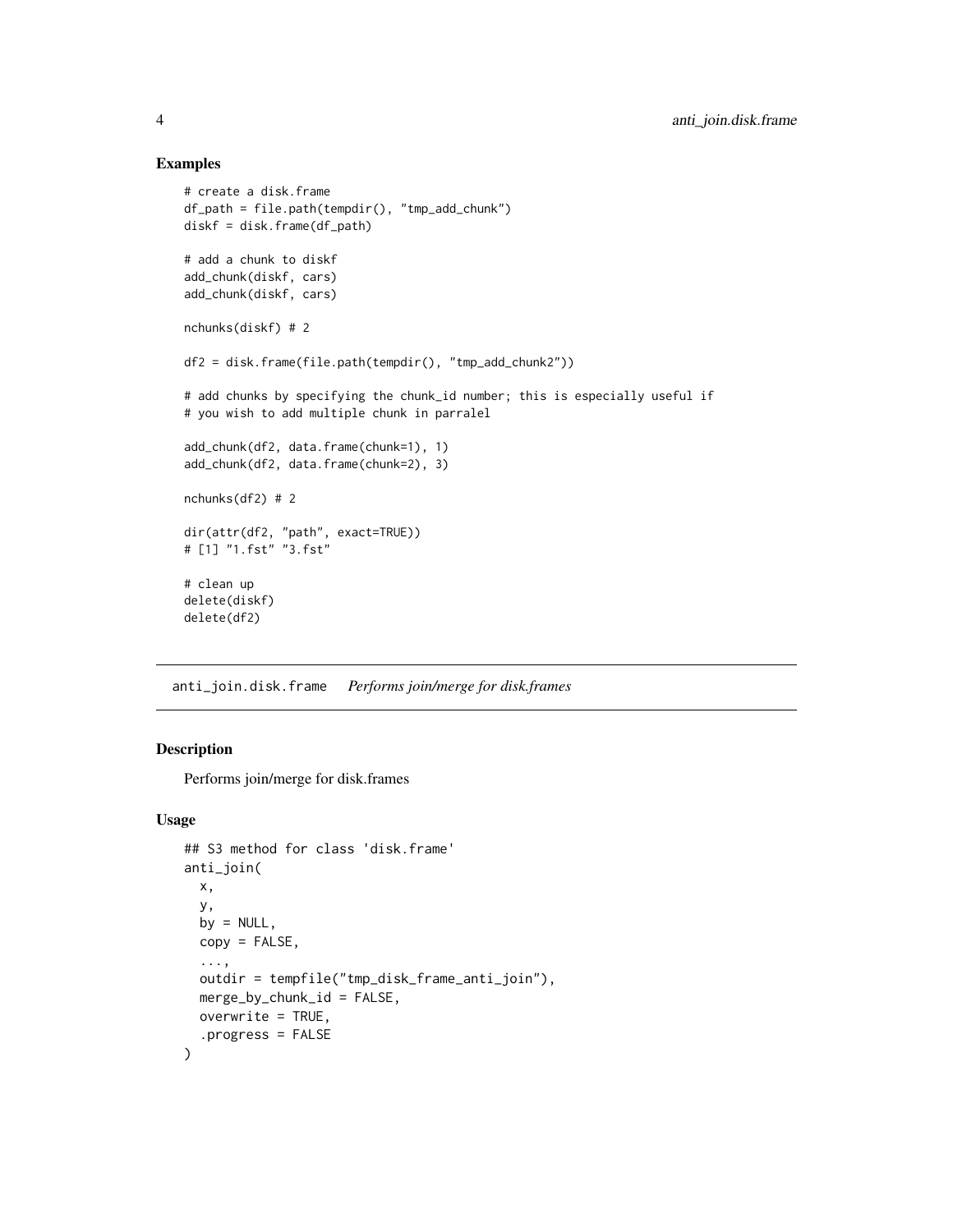## Examples

```
# create a disk.frame
df_path = file.path(tempdir(), "tmp_add_chunk")
diskf = disk.frame(df_path)

# add a chunk to diskf
add_chunk(diskf, cars)
add_chunk(diskf, cars)

nchunks(diskf) # 2

df2 = disk.frame(file.path(tempdir(), "tmp_add_chunk2"))

# add chunks by specifying the chunk_id number; this is especially useful if
# you wish to add multiple chunk in parralel

add_chunk(df2, data.frame(chunk=1), 1)
add_chunk(df2, data.frame(chunk=2), 3)

nchunks(df2) # 2

dir(attr(df2, "path", exact=TRUE))
# [1] "1.fst" "3.fst"

# clean up
delete(diskf)
delete(df2)
```

---

# anti_join.disk.frame *Performs join/merge for disk.frames*

---

## Description

Performs join/merge for disk.frames

## Usage

```
## S3 method for class 'disk.frame'
anti_join(
  x,
  y,
  by = NULL,
  copy = FALSE,
  ...,
  outdir = tempfile("tmp_disk_frame_anti_join"),
  merge_by_chunk_id = FALSE,
  overwrite = TRUE,
  .progress = FALSE
)
```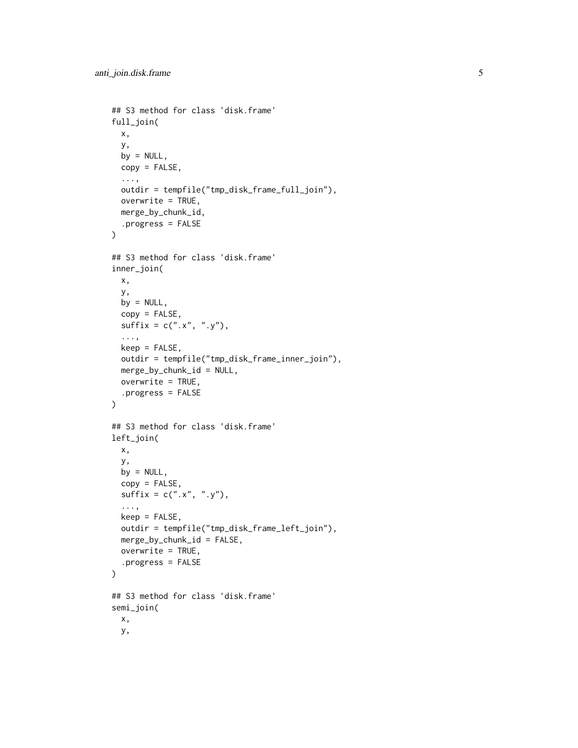```
## S3 method for class 'disk.frame'
full_join(
  x,
  y,
  by = NULL,
  copy = FALSE,
  ...,
  outdir = tempfile("tmp_disk_frame_full_join"),
  overwrite = TRUE,
  merge_by_chunk_id,
  .progress = FALSE
)

## S3 method for class 'disk.frame'
inner_join(
  x,
  y,
  by = NULL,
  copy = FALSE,
  suffix = c(".x", ".y"),
  ...,
  keep = FALSE,
  outdir = tempfile("tmp_disk_frame_inner_join"),
  merge_by_chunk_id = NULL,
  overwrite = TRUE,
  .progress = FALSE
)

## S3 method for class 'disk.frame'
left_join(
  x,
  y,
  by = NULL,
  copy = FALSE,
  suffix = c(".x", ".y"),
  ...,
  keep = FALSE,
  outdir = tempfile("tmp_disk_frame_left_join"),
  merge_by_chunk_id = FALSE,
  overwrite = TRUE,
  .progress = FALSE
)

## S3 method for class 'disk.frame'
semi_join(
  x,
  y,
```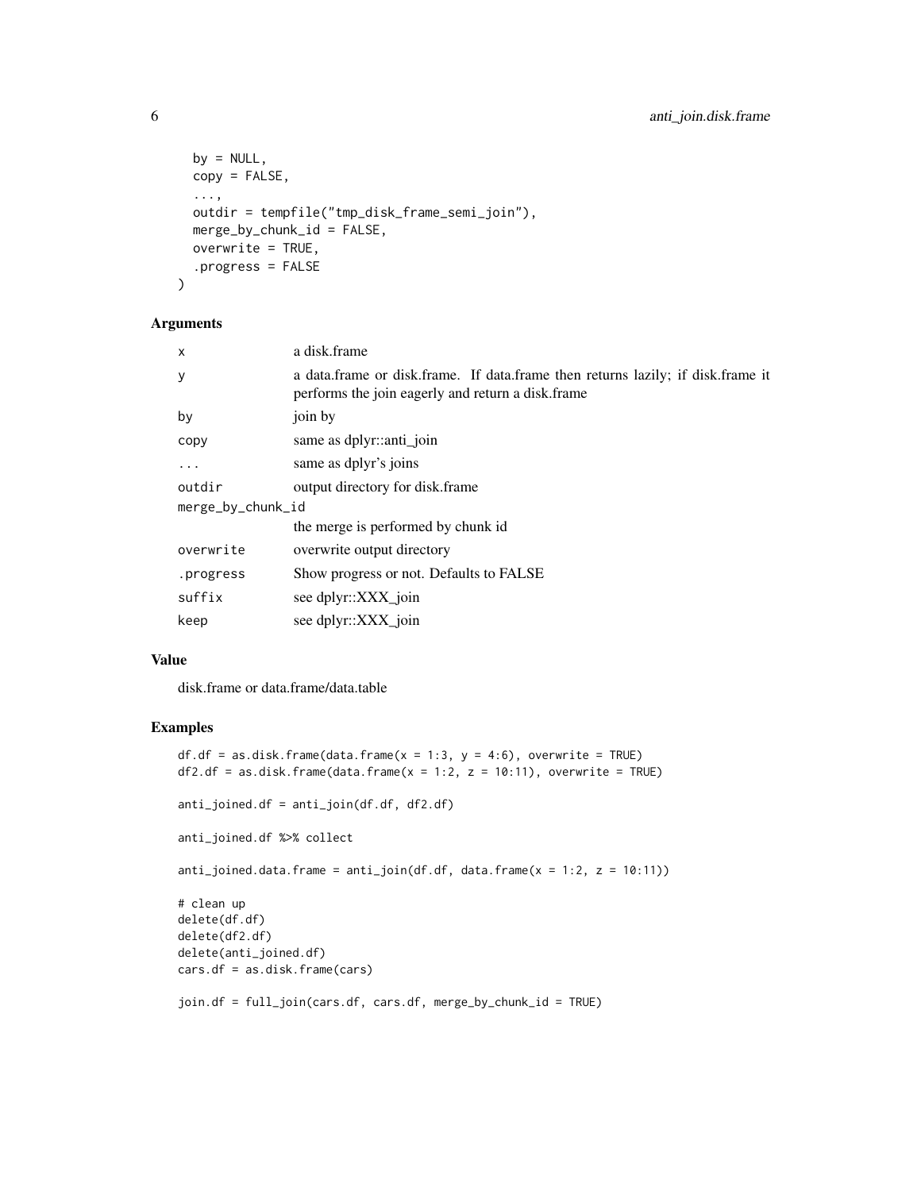```
  by = NULL,
  copy = FALSE,
  ...,
  outdir = tempfile("tmp_disk_frame_semi_join"),
  merge_by_chunk_id = FALSE,
  overwrite = TRUE,
  .progress = FALSE
)
```

## Arguments

| | |
|---|---|
| x | a disk.frame |
| y | a data.frame or disk.frame. If data.frame then returns lazily; if disk.frame it performs the join eagerly and return a disk.frame |
| by | join by |
| copy | same as dplyr::anti_join |
| ... | same as dplyr's joins |
| outdir | output directory for disk.frame |
| merge_by_chunk_id | the merge is performed by chunk id |
| overwrite | overwrite output directory |
| .progress | Show progress or not. Defaults to FALSE |
| suffix | see dplyr::XXX_join |
| keep | see dplyr::XXX_join |

## Value

disk.frame or data.frame/data.table

## Examples

```
df.df = as.disk.frame(data.frame(x = 1:3, y = 4:6), overwrite = TRUE)
df2.df = as.disk.frame(data.frame(x = 1:2, z = 10:11), overwrite = TRUE)

anti_joined.df = anti_join(df.df, df2.df)

anti_joined.df %>% collect

anti_joined.data.frame = anti_join(df.df, data.frame(x = 1:2, z = 10:11))

# clean up
delete(df.df)
delete(df2.df)
delete(anti_joined.df)
cars.df = as.disk.frame(cars)

join.df = full_join(cars.df, cars.df, merge_by_chunk_id = TRUE)
```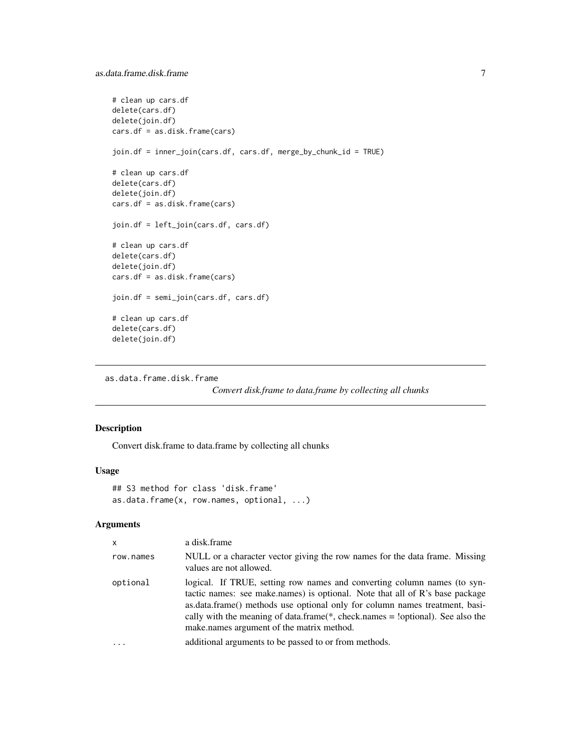```
# clean up cars.df
delete(cars.df)
delete(join.df)
cars.df = as.disk.frame(cars)

join.df = inner_join(cars.df, cars.df, merge_by_chunk_id = TRUE)

# clean up cars.df
delete(cars.df)
delete(join.df)
cars.df = as.disk.frame(cars)

join.df = left_join(cars.df, cars.df)

# clean up cars.df
delete(cars.df)
delete(join.df)
cars.df = as.disk.frame(cars)

join.df = semi_join(cars.df, cars.df)

# clean up cars.df
delete(cars.df)
delete(join.df)
```

---

## as.data.frame.disk.frame

*Convert disk.frame to data.frame by collecting all chunks*

---

### Description

Convert disk.frame to data.frame by collecting all chunks

### Usage

```
## S3 method for class 'disk.frame'
as.data.frame(x, row.names, optional, ...)
```

### Arguments

| | |
|---|---|
| `x` | a disk.frame |
| `row.names` | NULL or a character vector giving the row names for the data frame. Missing values are not allowed. |
| `optional` | logical. If TRUE, setting row names and converting column names (to syntactic names: see make.names) is optional. Note that all of R's base package as.data.frame() methods use optional only for column names treatment, basically with the meaning of data.frame(*, check.names = !optional). See also the make.names argument of the matrix method. |
| `...` | additional arguments to be passed to or from methods. |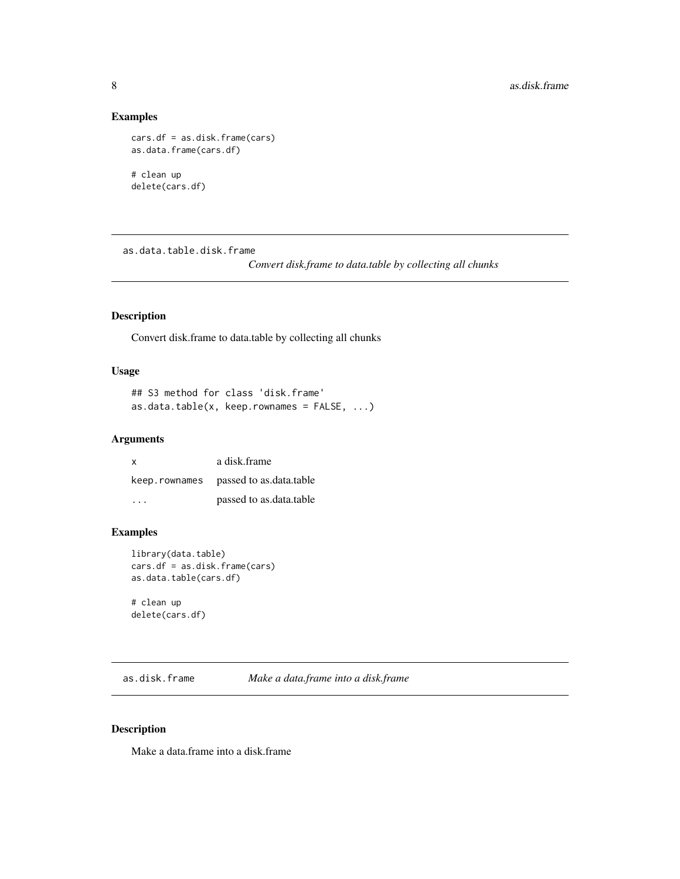### Examples

```
cars.df = as.disk.frame(cars)
as.data.frame(cars.df)

# clean up
delete(cars.df)
```

---

## as.data.table.disk.frame — *Convert disk.frame to data.table by collecting all chunks*

### Description

Convert disk.frame to data.table by collecting all chunks

### Usage

```
## S3 method for class 'disk.frame'
as.data.table(x, keep.rownames = FALSE, ...)
```

### Arguments

| | |
|---|---|
| x | a disk.frame |
| keep.rownames | passed to as.data.table |
| ... | passed to as.data.table |

### Examples

```
library(data.table)
cars.df = as.disk.frame(cars)
as.data.table(cars.df)

# clean up
delete(cars.df)
```

---

## as.disk.frame — *Make a data.frame into a disk.frame*

### Description

Make a data.frame into a disk.frame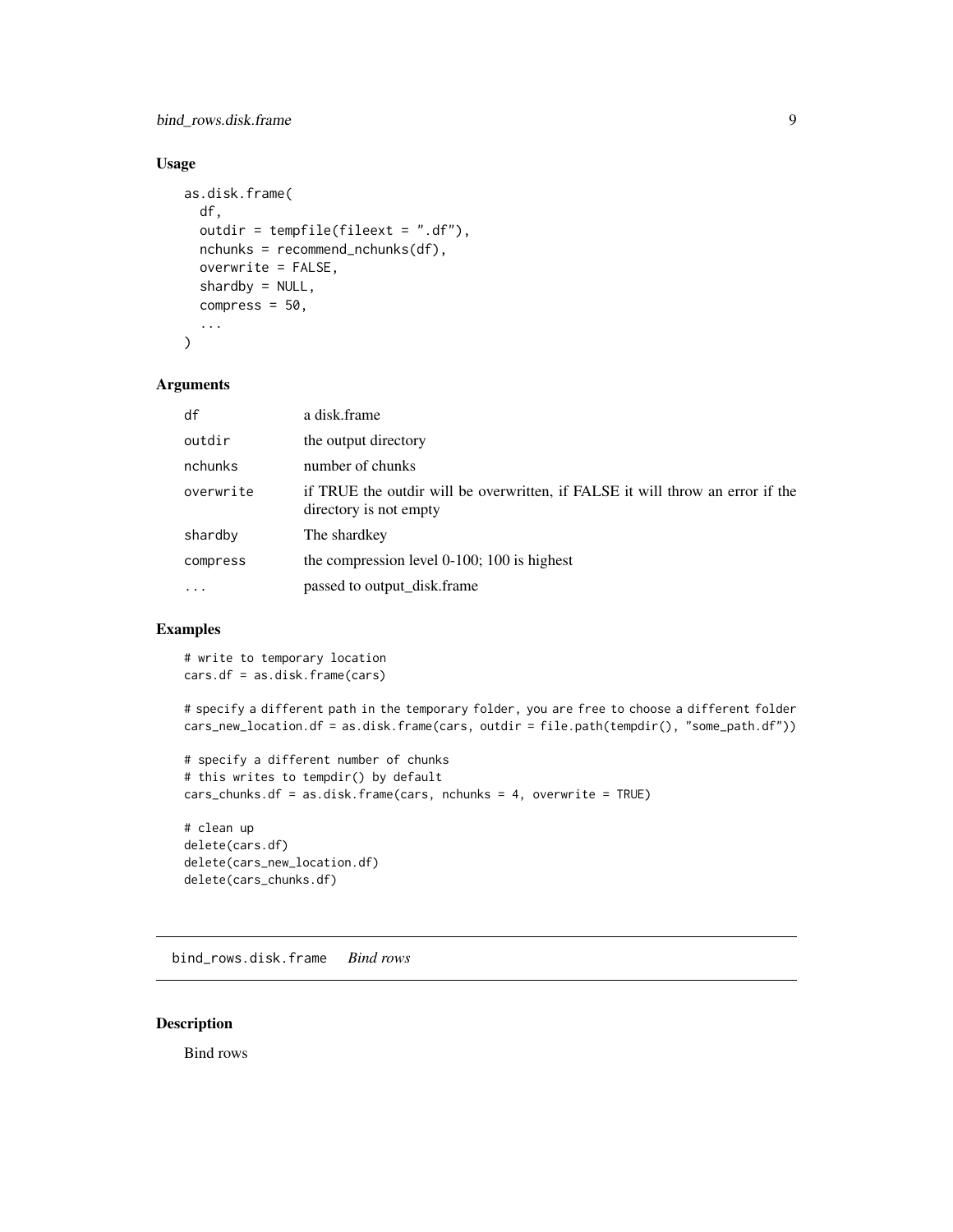### Usage

```
as.disk.frame(
  df,
  outdir = tempfile(fileext = ".df"),
  nchunks = recommend_nchunks(df),
  overwrite = FALSE,
  shardby = NULL,
  compress = 50,
  ...
)
```

### Arguments

| | |
|---|---|
| df | a disk.frame |
| outdir | the output directory |
| nchunks | number of chunks |
| overwrite | if TRUE the outdir will be overwritten, if FALSE it will throw an error if the directory is not empty |
| shardby | The shardkey |
| compress | the compression level 0-100; 100 is highest |
| ... | passed to output_disk.frame |

### Examples

```
# write to temporary location
cars.df = as.disk.frame(cars)

# specify a different path in the temporary folder, you are free to choose a different folder
cars_new_location.df = as.disk.frame(cars, outdir = file.path(tempdir(), "some_path.df"))

# specify a different number of chunks
# this writes to tempdir() by default
cars_chunks.df = as.disk.frame(cars, nchunks = 4, overwrite = TRUE)

# clean up
delete(cars.df)
delete(cars_new_location.df)
delete(cars_chunks.df)
```

---

## bind_rows.disk.frame *Bind rows*

### Description

Bind rows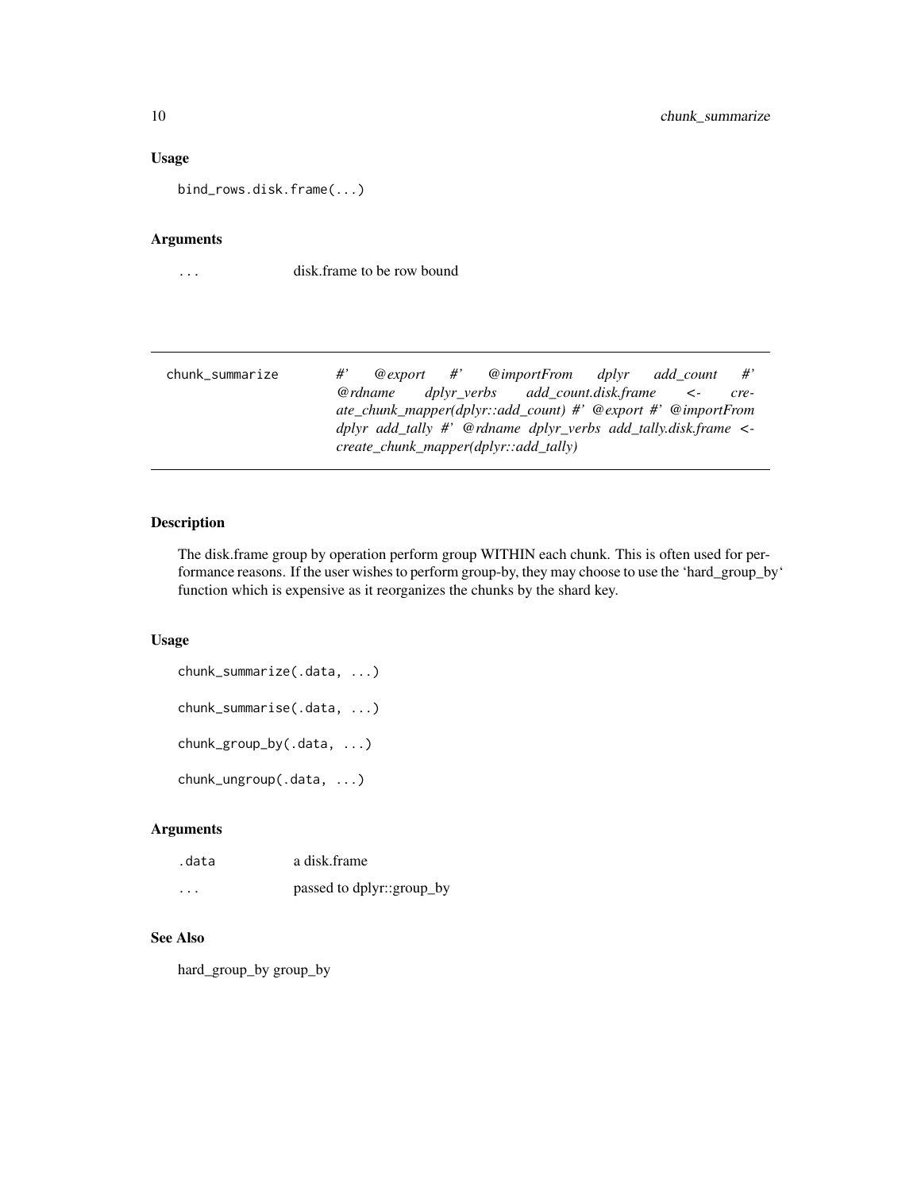## Usage

```
bind_rows.disk.frame(...)
```

## Arguments

| | |
|---|---|
| ... | disk.frame to be row bound |

---

# chunk_summarize

*#' @export #' @importFrom dplyr add_count #' @rdname dplyr_verbs add_count.disk.frame <- create_chunk_mapper(dplyr::add_count) #' @export #' @importFrom dplyr add_tally #' @rdname dplyr_verbs add_tally.disk.frame <- create_chunk_mapper(dplyr::add_tally)*

---

## Description

The disk.frame group by operation perform group WITHIN each chunk. This is often used for performance reasons. If the user wishes to perform group-by, they may choose to use the 'hard_group_by' function which is expensive as it reorganizes the chunks by the shard key.

## Usage

```
chunk_summarize(.data, ...)

chunk_summarise(.data, ...)

chunk_group_by(.data, ...)

chunk_ungroup(.data, ...)
```

## Arguments

| | |
|---|---|
| .data | a disk.frame |
| ... | passed to dplyr::group_by |

## See Also

hard_group_by group_by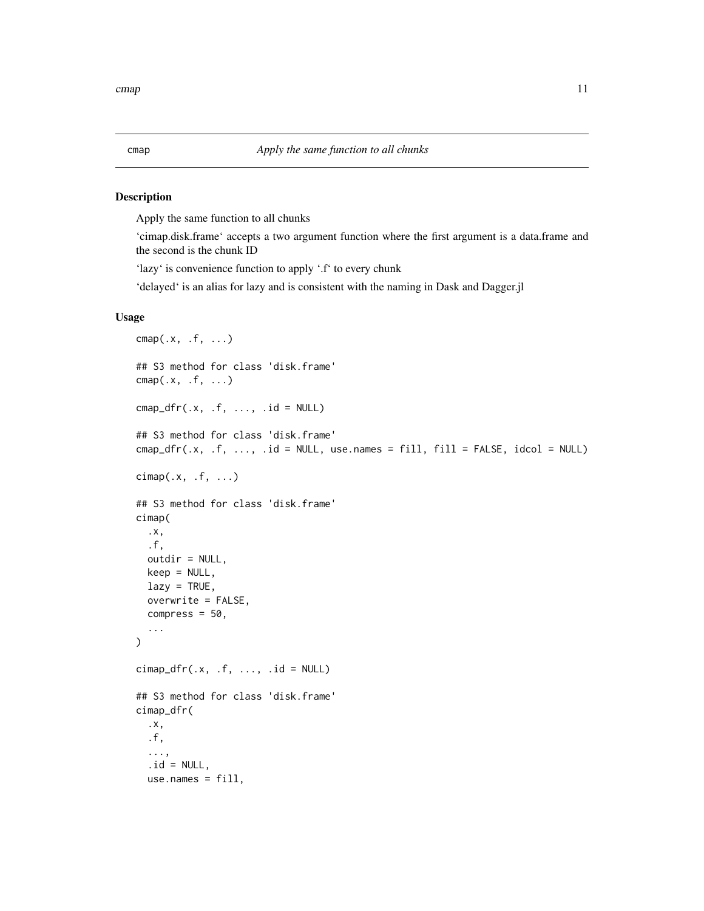## cmap — *Apply the same function to all chunks*

### Description

Apply the same function to all chunks

'cimap.disk.frame' accepts a two argument function where the first argument is a data.frame and the second is the chunk ID

'lazy' is convenience function to apply '.f' to every chunk

'delayed' is an alias for lazy and is consistent with the naming in Dask and Dagger.jl

### Usage

```
cmap(.x, .f, ...)

## S3 method for class 'disk.frame'
cmap(.x, .f, ...)

cmap_dfr(.x, .f, ..., .id = NULL)

## S3 method for class 'disk.frame'
cmap_dfr(.x, .f, ..., .id = NULL, use.names = fill, fill = FALSE, idcol = NULL)

cimap(.x, .f, ...)

## S3 method for class 'disk.frame'
cimap(
  .x,
  .f,
  outdir = NULL,
  keep = NULL,
  lazy = TRUE,
  overwrite = FALSE,
  compress = 50,
  ...
)

cimap_dfr(.x, .f, ..., .id = NULL)

## S3 method for class 'disk.frame'
cimap_dfr(
  .x,
  .f,
  ...,
  .id = NULL,
  use.names = fill,
```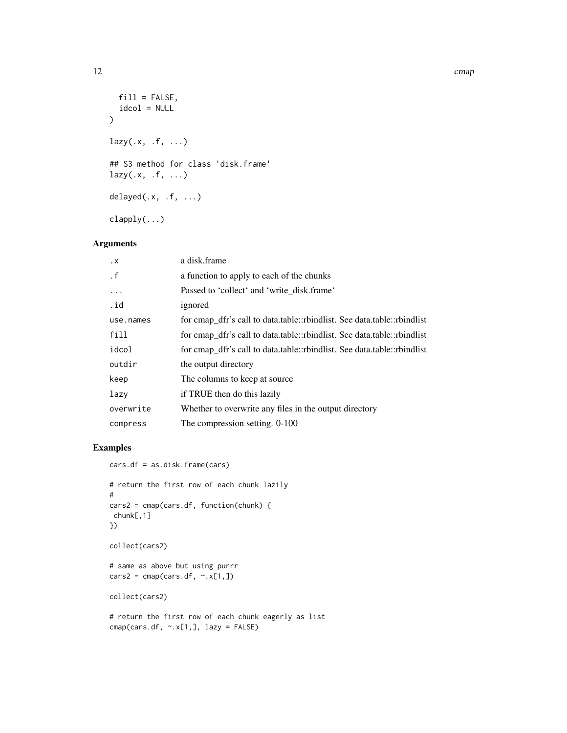```
  fill = FALSE,
  idcol = NULL
)

lazy(.x, .f, ...)

## S3 method for class 'disk.frame'
lazy(.x, .f, ...)

delayed(.x, .f, ...)

clapply(...)
```

### Arguments

| | |
|---|---|
| `.x` | a disk.frame |
| `.f` | a function to apply to each of the chunks |
| `...` | Passed to 'collect' and 'write_disk.frame' |
| `.id` | ignored |
| `use.names` | for cmap_dfr's call to data.table::rbindlist. See data.table::rbindlist |
| `fill` | for cmap_dfr's call to data.table::rbindlist. See data.table::rbindlist |
| `idcol` | for cmap_dfr's call to data.table::rbindlist. See data.table::rbindlist |
| `outdir` | the output directory |
| `keep` | The columns to keep at source |
| `lazy` | if TRUE then do this lazily |
| `overwrite` | Whether to overwrite any files in the output directory |
| `compress` | The compression setting. 0-100 |

### Examples

```
cars.df = as.disk.frame(cars)

# return the first row of each chunk lazily
#
cars2 = cmap(cars.df, function(chunk) {
 chunk[,1]
})

collect(cars2)

# same as above but using purrr
cars2 = cmap(cars.df, ~.x[1,])

collect(cars2)

# return the first row of each chunk eagerly as list
cmap(cars.df, ~.x[1,], lazy = FALSE)
```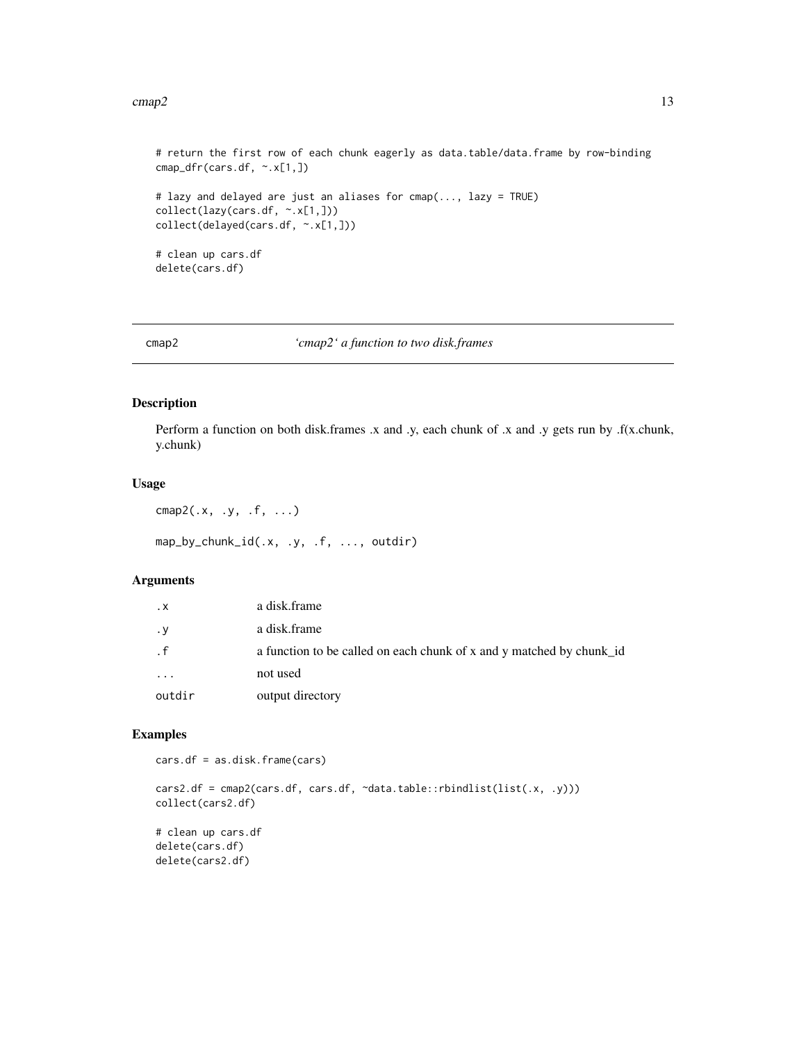```
# return the first row of each chunk eagerly as data.table/data.frame by row-binding
cmap_dfr(cars.df, ~.x[1,])

# lazy and delayed are just an aliases for cmap(..., lazy = TRUE)
collect(lazy(cars.df, ~.x[1,]))
collect(delayed(cars.df, ~.x[1,]))

# clean up cars.df
delete(cars.df)
```

## cmap2 — *'cmap2' a function to two disk.frames*

### Description

Perform a function on both disk.frames .x and .y, each chunk of .x and .y gets run by .f(x.chunk, y.chunk)

### Usage

```
cmap2(.x, .y, .f, ...)

map_by_chunk_id(.x, .y, .f, ..., outdir)
```

### Arguments

| | |
|---|---|
| .x | a disk.frame |
| .y | a disk.frame |
| .f | a function to be called on each chunk of x and y matched by chunk_id |
| ... | not used |
| outdir | output directory |

### Examples

```
cars.df = as.disk.frame(cars)

cars2.df = cmap2(cars.df, cars.df, ~data.table::rbindlist(list(.x, .y)))
collect(cars2.df)

# clean up cars.df
delete(cars.df)
delete(cars2.df)
```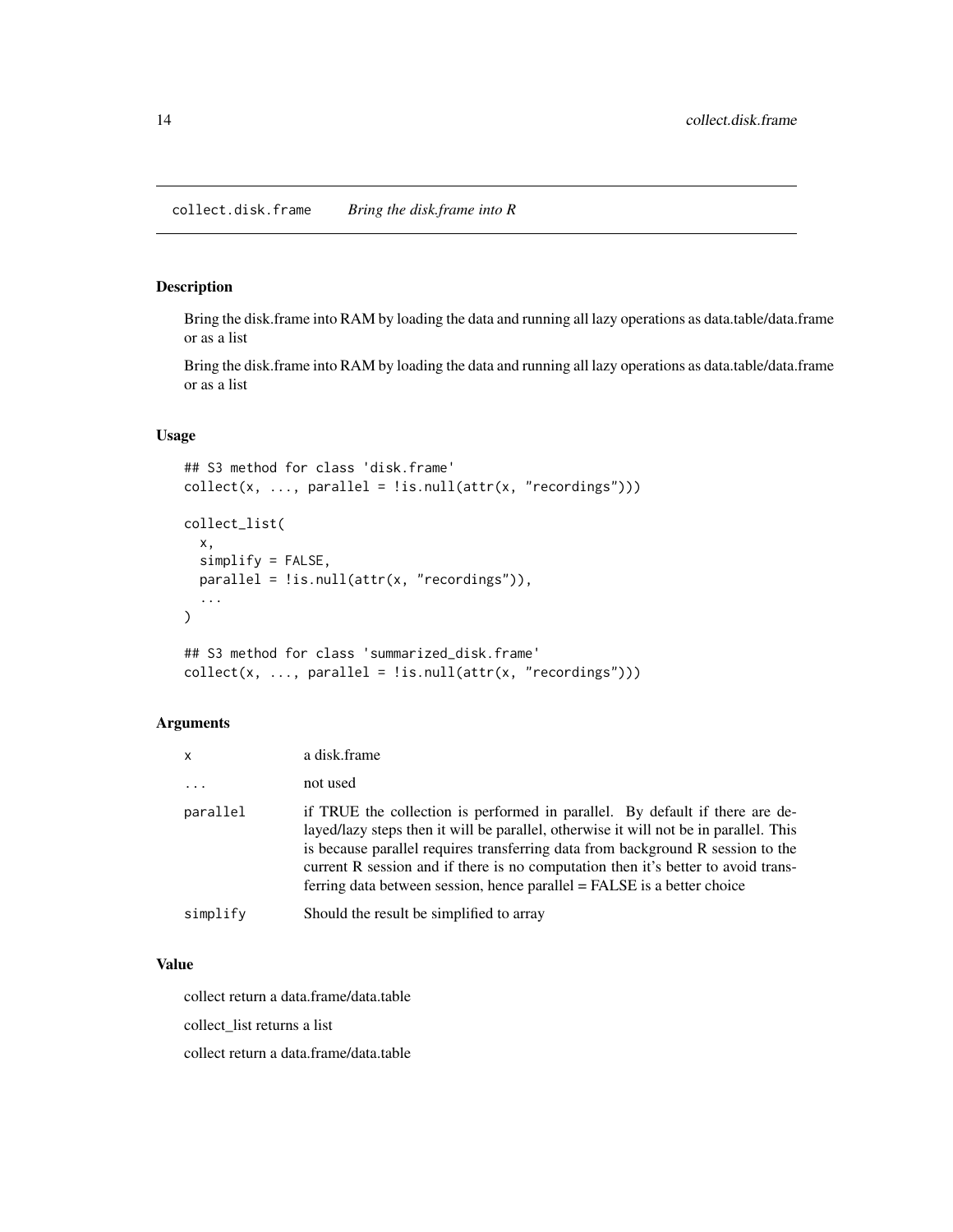# collect.disk.frame *Bring the disk.frame into R*

## Description

Bring the disk.frame into RAM by loading the data and running all lazy operations as data.table/data.frame or as a list

Bring the disk.frame into RAM by loading the data and running all lazy operations as data.table/data.frame or as a list

## Usage

```
## S3 method for class 'disk.frame'
collect(x, ..., parallel = !is.null(attr(x, "recordings")))

collect_list(
  x,
  simplify = FALSE,
  parallel = !is.null(attr(x, "recordings")),
  ...
)

## S3 method for class 'summarized_disk.frame'
collect(x, ..., parallel = !is.null(attr(x, "recordings")))
```

## Arguments

| | |
|---|---|
| x | a disk.frame |
| ... | not used |
| parallel | if TRUE the collection is performed in parallel. By default if there are delayed/lazy steps then it will be parallel, otherwise it will not be in parallel. This is because parallel requires transferring data from background R session to the current R session and if there is no computation then it's better to avoid transferring data between session, hence parallel = FALSE is a better choice |
| simplify | Should the result be simplified to array |

## Value

collect return a data.frame/data.table

collect_list returns a list

collect return a data.frame/data.table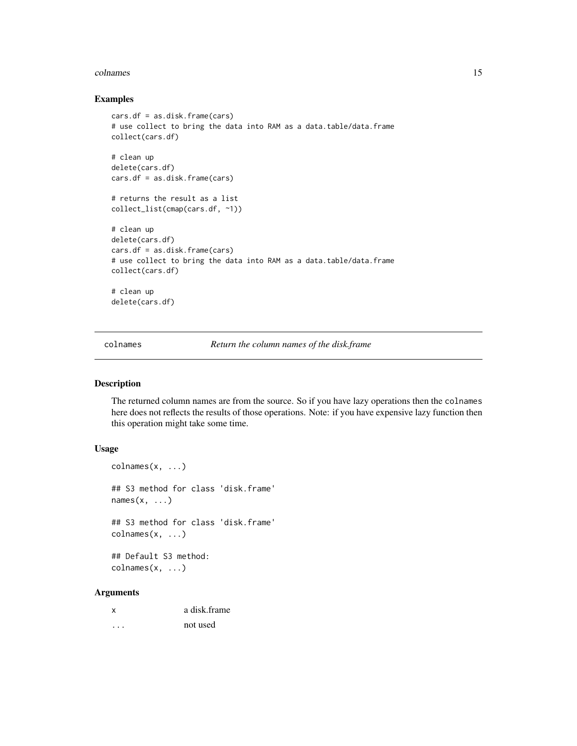## Examples

```
cars.df = as.disk.frame(cars)
# use collect to bring the data into RAM as a data.table/data.frame
collect(cars.df)

# clean up
delete(cars.df)
cars.df = as.disk.frame(cars)

# returns the result as a list
collect_list(cmap(cars.df, ~1))

# clean up
delete(cars.df)
cars.df = as.disk.frame(cars)
# use collect to bring the data into RAM as a data.table/data.frame
collect(cars.df)

# clean up
delete(cars.df)
```

---

# colnames — *Return the column names of the disk.frame*

## Description

The returned column names are from the source. So if you have lazy operations then the `colnames` here does not reflects the results of those operations. Note: if you have expensive lazy function then this operation might take some time.

## Usage

```
colnames(x, ...)

## S3 method for class 'disk.frame'
names(x, ...)

## S3 method for class 'disk.frame'
colnames(x, ...)

## Default S3 method:
colnames(x, ...)
```

## Arguments

| | |
|---|---|
| `x` | a disk.frame |
| `...` | not used |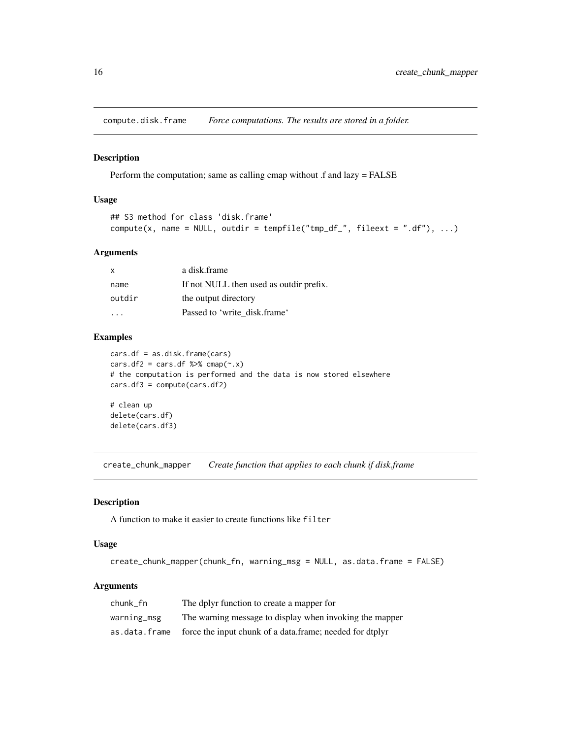## compute.disk.frame *Force computations. The results are stored in a folder.*

### Description

Perform the computation; same as calling cmap without .f and lazy = FALSE

### Usage

```
## S3 method for class 'disk.frame'
compute(x, name = NULL, outdir = tempfile("tmp_df_", fileext = ".df"), ...)
```

### Arguments

| | |
|---|---|
| `x` | a disk.frame |
| `name` | If not NULL then used as outdir prefix. |
| `outdir` | the output directory |
| `...` | Passed to 'write_disk.frame' |

### Examples

```
cars.df = as.disk.frame(cars)
cars.df2 = cars.df %>% cmap(~.x)
# the computation is performed and the data is now stored elsewhere
cars.df3 = compute(cars.df2)

# clean up
delete(cars.df)
delete(cars.df3)
```

## create_chunk_mapper *Create function that applies to each chunk if disk.frame*

### Description

A function to make it easier to create functions like `filter`

### Usage

```
create_chunk_mapper(chunk_fn, warning_msg = NULL, as.data.frame = FALSE)
```

### Arguments

| | |
|---|---|
| `chunk_fn` | The dplyr function to create a mapper for |
| `warning_msg` | The warning message to display when invoking the mapper |
| `as.data.frame` | force the input chunk of a data.frame; needed for dtplyr |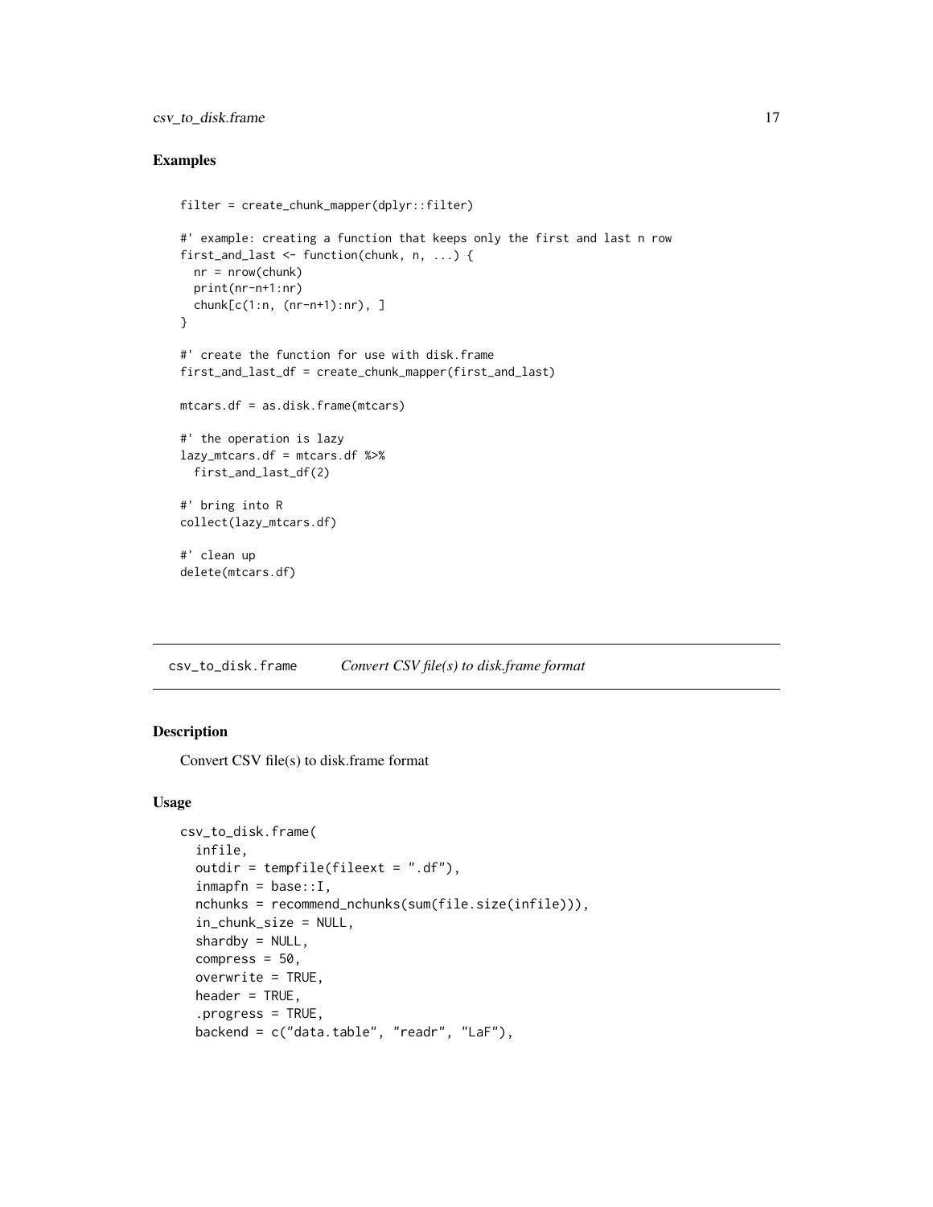### Examples

```
filter = create_chunk_mapper(dplyr::filter)

#' example: creating a function that keeps only the first and last n row
first_and_last <- function(chunk, n, ...) {
  nr = nrow(chunk)
  print(nr-n+1:nr)
  chunk[c(1:n, (nr-n+1):nr), ]
}

#' create the function for use with disk.frame
first_and_last_df = create_chunk_mapper(first_and_last)

mtcars.df = as.disk.frame(mtcars)

#' the operation is lazy
lazy_mtcars.df = mtcars.df %>%
  first_and_last_df(2)

#' bring into R
collect(lazy_mtcars.df)

#' clean up
delete(mtcars.df)
```

---

## csv_to_disk.frame — *Convert CSV file(s) to disk.frame format*

### Description

Convert CSV file(s) to disk.frame format

### Usage

```
csv_to_disk.frame(
  infile,
  outdir = tempfile(fileext = ".df"),
  inmapfn = base::I,
  nchunks = recommend_nchunks(sum(file.size(infile))),
  in_chunk_size = NULL,
  shardby = NULL,
  compress = 50,
  overwrite = TRUE,
  header = TRUE,
  .progress = TRUE,
  backend = c("data.table", "readr", "LaF"),
```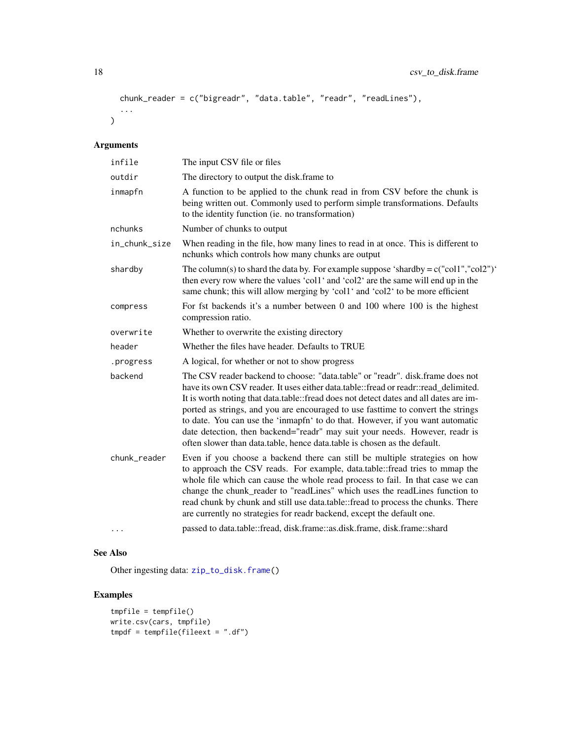```
  chunk_reader = c("bigreadr", "data.table", "readr", "readLines"),
  ...
)
```

## Arguments

| | |
|---|---|
| infile | The input CSV file or files |
| outdir | The directory to output the disk.frame to |
| inmapfn | A function to be applied to the chunk read in from CSV before the chunk is being written out. Commonly used to perform simple transformations. Defaults to the identity function (ie. no transformation) |
| nchunks | Number of chunks to output |
| in_chunk_size | When reading in the file, how many lines to read in at once. This is different to nchunks which controls how many chunks are output |
| shardby | The column(s) to shard the data by. For example suppose 'shardby = c("col1","col2")' then every row where the values 'col1' and 'col2' are the same will end up in the same chunk; this will allow merging by 'col1' and 'col2' to be more efficient |
| compress | For fst backends it's a number between 0 and 100 where 100 is the highest compression ratio. |
| overwrite | Whether to overwrite the existing directory |
| header | Whether the files have header. Defaults to TRUE |
| .progress | A logical, for whether or not to show progress |
| backend | The CSV reader backend to choose: "data.table" or "readr". disk.frame does not have its own CSV reader. It uses either data.table::fread or readr::read_delimited. It is worth noting that data.table::fread does not detect dates and all dates are imported as strings, and you are encouraged to use fasttime to convert the strings to date. You can use the 'inmapfn' to do that. However, if you want automatic date detection, then backend="readr" may suit your needs. However, readr is often slower than data.table, hence data.table is chosen as the default. |
| chunk_reader | Even if you choose a backend there can still be multiple strategies on how to approach the CSV reads. For example, data.table::fread tries to mmap the whole file which can cause the whole read process to fail. In that case we can change the chunk_reader to "readLines" which uses the readLines function to read chunk by chunk and still use data.table::fread to process the chunks. There are currently no strategies for readr backend, except the default one. |
| ... | passed to data.table::fread, disk.frame::as.disk.frame, disk.frame::shard |

## See Also

Other ingesting data: zip_to_disk.frame()

## Examples

```
tmpfile = tempfile()
write.csv(cars, tmpfile)
tmpdf = tempfile(fileext = ".df")
```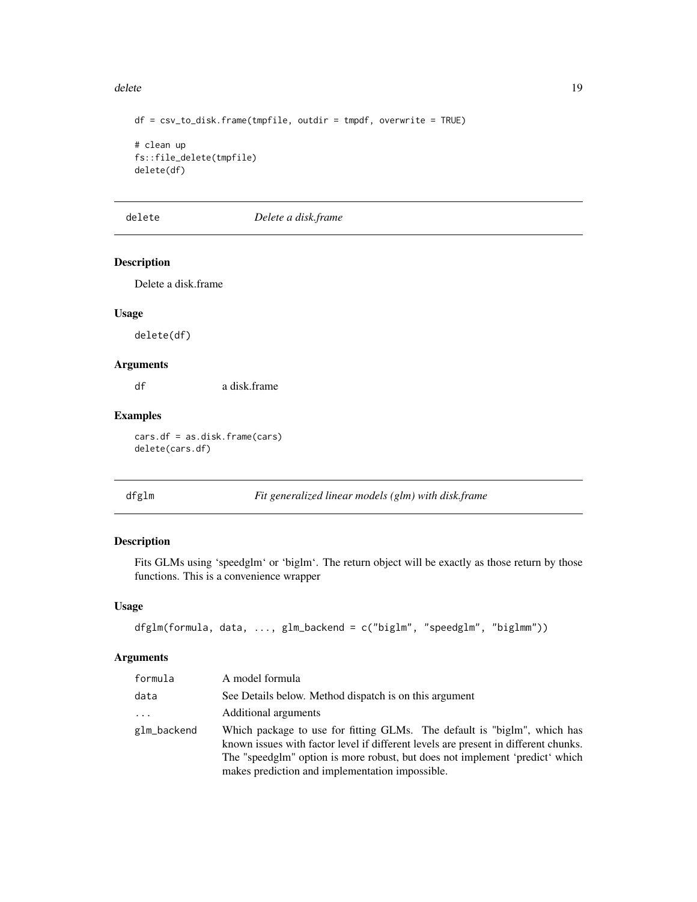```
df = csv_to_disk.frame(tmpfile, outdir = tmpdf, overwrite = TRUE)

# clean up
fs::file_delete(tmpfile)
delete(df)
```

## delete — *Delete a disk.frame*

### Description

Delete a disk.frame

### Usage

```
delete(df)
```

### Arguments

| | |
|---|---|
| df | a disk.frame |

### Examples

```
cars.df = as.disk.frame(cars)
delete(cars.df)
```

## dfglm — *Fit generalized linear models (glm) with disk.frame*

### Description

Fits GLMs using 'speedglm' or 'biglm'. The return object will be exactly as those return by those functions. This is a convenience wrapper

### Usage

```
dfglm(formula, data, ..., glm_backend = c("biglm", "speedglm", "biglmm"))
```

### Arguments

| | |
|---|---|
| formula | A model formula |
| data | See Details below. Method dispatch is on this argument |
| ... | Additional arguments |
| glm_backend | Which package to use for fitting GLMs. The default is "biglm", which has known issues with factor level if different levels are present in different chunks. The "speedglm" option is more robust, but does not implement 'predict' which makes prediction and implementation impossible. |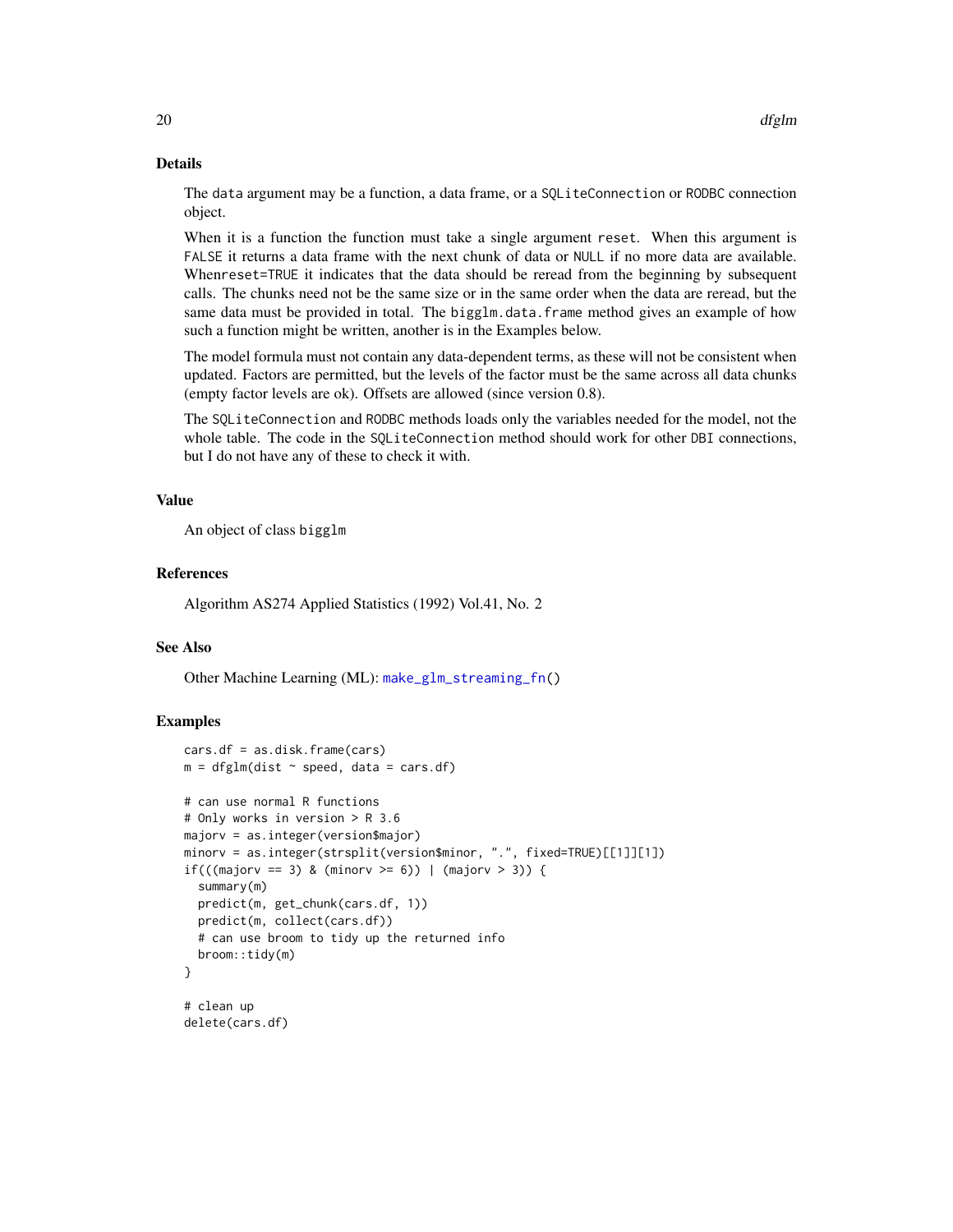## Details

The data argument may be a function, a data frame, or a SQLiteConnection or RODBC connection object.

When it is a function the function must take a single argument reset. When this argument is FALSE it returns a data frame with the next chunk of data or NULL if no more data are available. Whenreset=TRUE it indicates that the data should be reread from the beginning by subsequent calls. The chunks need not be the same size or in the same order when the data are reread, but the same data must be provided in total. The bigglm.data.frame method gives an example of how such a function might be written, another is in the Examples below.

The model formula must not contain any data-dependent terms, as these will not be consistent when updated. Factors are permitted, but the levels of the factor must be the same across all data chunks (empty factor levels are ok). Offsets are allowed (since version 0.8).

The SQLiteConnection and RODBC methods loads only the variables needed for the model, not the whole table. The code in the SQLiteConnection method should work for other DBI connections, but I do not have any of these to check it with.

## Value

An object of class bigglm

## References

Algorithm AS274 Applied Statistics (1992) Vol.41, No. 2

## See Also

Other Machine Learning (ML): make_glm_streaming_fn()

## Examples

```
cars.df = as.disk.frame(cars)
m = dfglm(dist ~ speed, data = cars.df)

# can use normal R functions
# Only works in version > R 3.6
majorv = as.integer(version$major)
minorv = as.integer(strsplit(version$minor, ".", fixed=TRUE)[[1]][1])
if(((majorv == 3) & (minorv >= 6)) | (majorv > 3)) {
  summary(m)
  predict(m, get_chunk(cars.df, 1))
  predict(m, collect(cars.df))
  # can use broom to tidy up the returned info
  broom::tidy(m)
}

# clean up
delete(cars.df)
```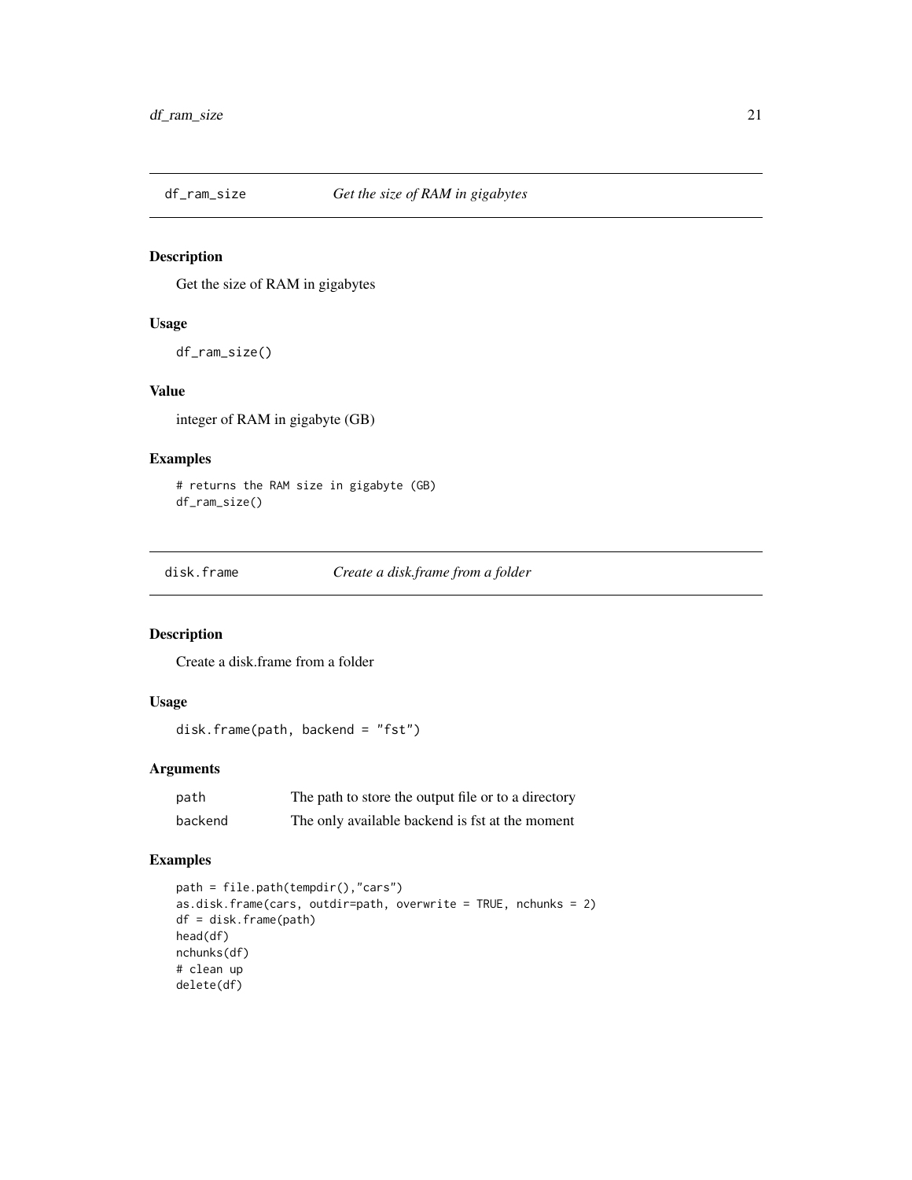## df_ram_size — *Get the size of RAM in gigabytes*

### Description

Get the size of RAM in gigabytes

### Usage

```
df_ram_size()
```

### Value

integer of RAM in gigabyte (GB)

### Examples

```
# returns the RAM size in gigabyte (GB)
df_ram_size()
```

## disk.frame — *Create a disk.frame from a folder*

### Description

Create a disk.frame from a folder

### Usage

```
disk.frame(path, backend = "fst")
```

### Arguments

| | |
|---|---|
| path | The path to store the output file or to a directory |
| backend | The only available backend is fst at the moment |

### Examples

```
path = file.path(tempdir(),"cars")
as.disk.frame(cars, outdir=path, overwrite = TRUE, nchunks = 2)
df = disk.frame(path)
head(df)
nchunks(df)
# clean up
delete(df)
```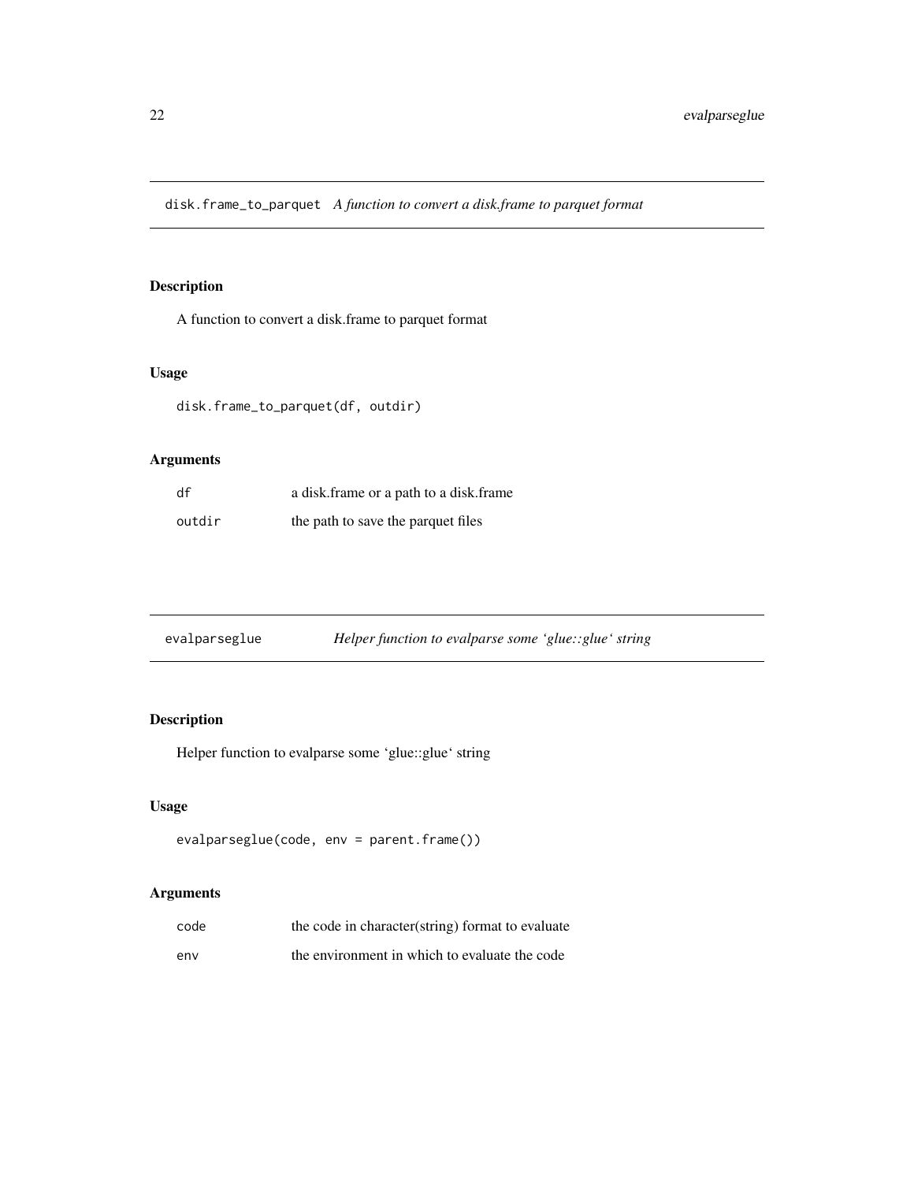## disk.frame_to_parquet *A function to convert a disk.frame to parquet format*

### Description

A function to convert a disk.frame to parquet format

### Usage

```
disk.frame_to_parquet(df, outdir)
```

### Arguments

| | |
|---|---|
| df | a disk.frame or a path to a disk.frame |
| outdir | the path to save the parquet files |

## evalparseglue *Helper function to evalparse some 'glue::glue' string*

### Description

Helper function to evalparse some 'glue::glue' string

### Usage

```
evalparseglue(code, env = parent.frame())
```

### Arguments

| | |
|---|---|
| code | the code in character(string) format to evaluate |
| env | the environment in which to evaluate the code |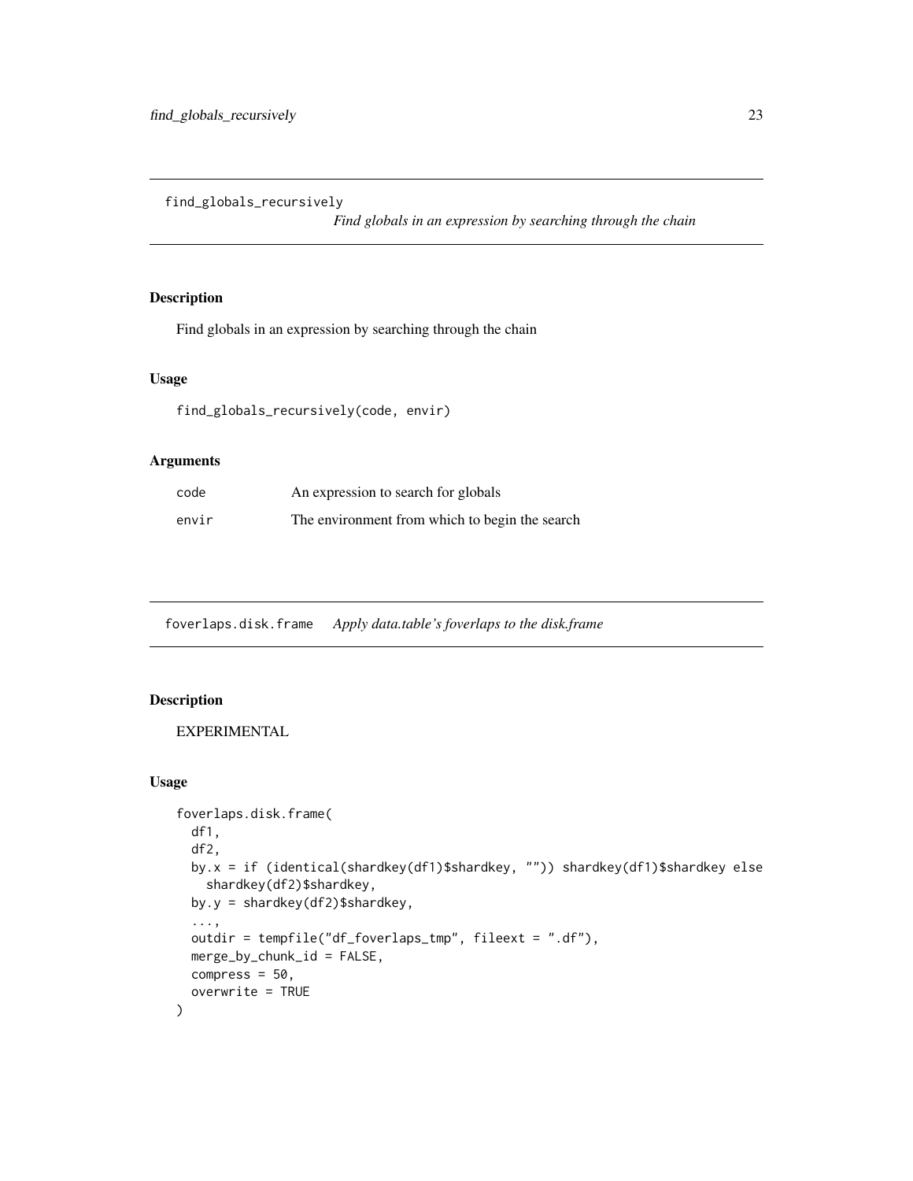## find_globals_recursively

*Find globals in an expression by searching through the chain*

### Description

Find globals in an expression by searching through the chain

### Usage

```
find_globals_recursively(code, envir)
```

### Arguments

| | |
|---|---|
| code | An expression to search for globals |
| envir | The environment from which to begin the search |

## foverlaps.disk.frame

*Apply data.table's foverlaps to the disk.frame*

### Description

EXPERIMENTAL

### Usage

```
foverlaps.disk.frame(
  df1,
  df2,
  by.x = if (identical(shardkey(df1)$shardkey, "")) shardkey(df1)$shardkey else
    shardkey(df2)$shardkey,
  by.y = shardkey(df2)$shardkey,
  ...,
  outdir = tempfile("df_foverlaps_tmp", fileext = ".df"),
  merge_by_chunk_id = FALSE,
  compress = 50,
  overwrite = TRUE
)
```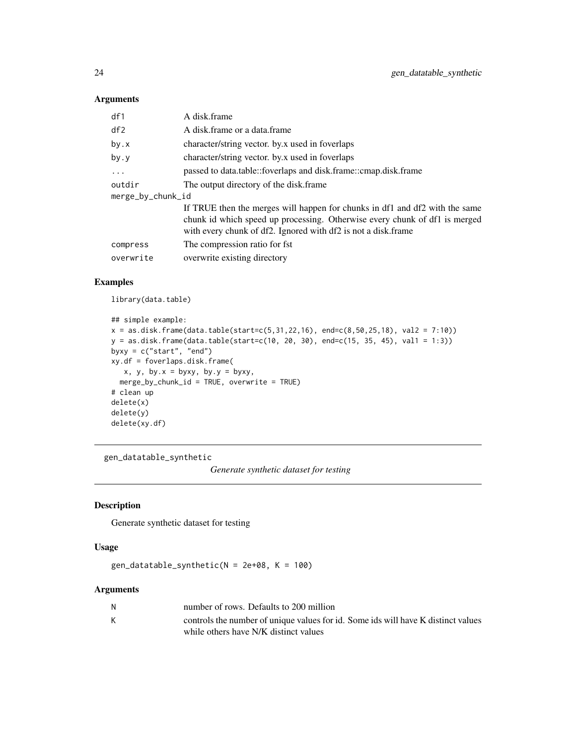### Arguments

| | |
|---|---|
| df1 | A disk.frame |
| df2 | A disk.frame or a data.frame |
| by.x | character/string vector. by.x used in foverlaps |
| by.y | character/string vector. by.x used in foverlaps |
| ... | passed to data.table::foverlaps and disk.frame::cmap.disk.frame |
| outdir | The output directory of the disk.frame |
| merge_by_chunk_id | If TRUE then the merges will happen for chunks in df1 and df2 with the same chunk id which speed up processing. Otherwise every chunk of df1 is merged with every chunk of df2. Ignored with df2 is not a disk.frame |
| compress | The compression ratio for fst |
| overwrite | overwrite existing directory |

### Examples

```
library(data.table)

## simple example:
x = as.disk.frame(data.table(start=c(5,31,22,16), end=c(8,50,25,18), val2 = 7:10))
y = as.disk.frame(data.table(start=c(10, 20, 30), end=c(15, 35, 45), val1 = 1:3))
byxy = c("start", "end")
xy.df = foverlaps.disk.frame(
   x, y, by.x = byxy, by.y = byxy,
  merge_by_chunk_id = TRUE, overwrite = TRUE)
# clean up
delete(x)
delete(y)
delete(xy.df)
```

---

## gen_datatable_synthetic

*Generate synthetic dataset for testing*

### Description

Generate synthetic dataset for testing

### Usage

```
gen_datatable_synthetic(N = 2e+08, K = 100)
```

### Arguments

| | |
|---|---|
| N | number of rows. Defaults to 200 million |
| K | controls the number of unique values for id. Some ids will have K distinct values while others have N/K distinct values |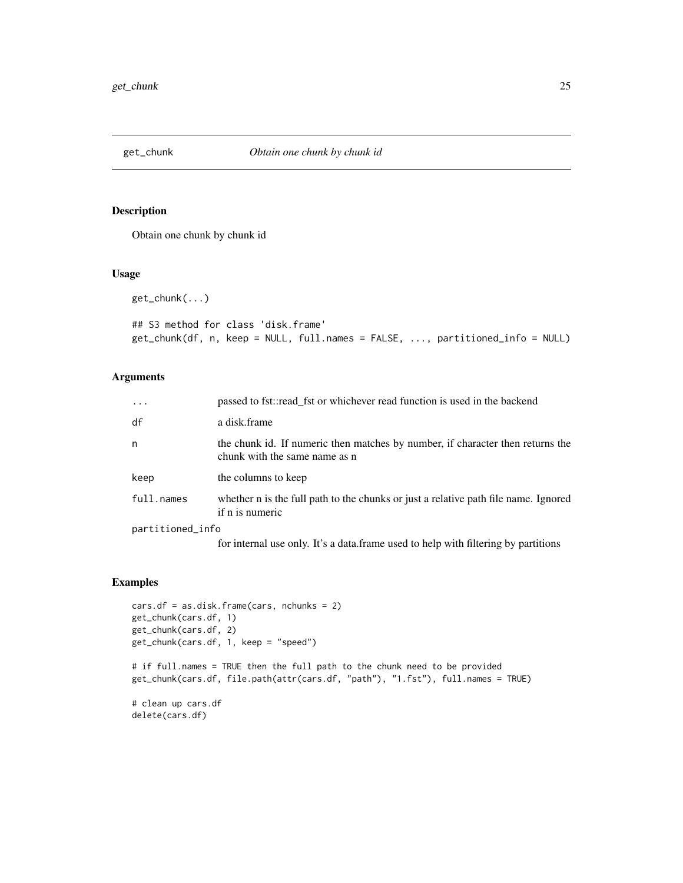## get_chunk *Obtain one chunk by chunk id*

### Description

Obtain one chunk by chunk id

### Usage

```
get_chunk(...)

## S3 method for class 'disk.frame'
get_chunk(df, n, keep = NULL, full.names = FALSE, ..., partitioned_info = NULL)
```

### Arguments

| | |
|---|---|
| `...` | passed to fst::read_fst or whichever read function is used in the backend |
| `df` | a disk.frame |
| `n` | the chunk id. If numeric then matches by number, if character then returns the chunk with the same name as n |
| `keep` | the columns to keep |
| `full.names` | whether n is the full path to the chunks or just a relative path file name. Ignored if n is numeric |
| `partitioned_info` | for internal use only. It's a data.frame used to help with filtering by partitions |

### Examples

```
cars.df = as.disk.frame(cars, nchunks = 2)
get_chunk(cars.df, 1)
get_chunk(cars.df, 2)
get_chunk(cars.df, 1, keep = "speed")

# if full.names = TRUE then the full path to the chunk need to be provided
get_chunk(cars.df, file.path(attr(cars.df, "path"), "1.fst"), full.names = TRUE)

# clean up cars.df
delete(cars.df)
```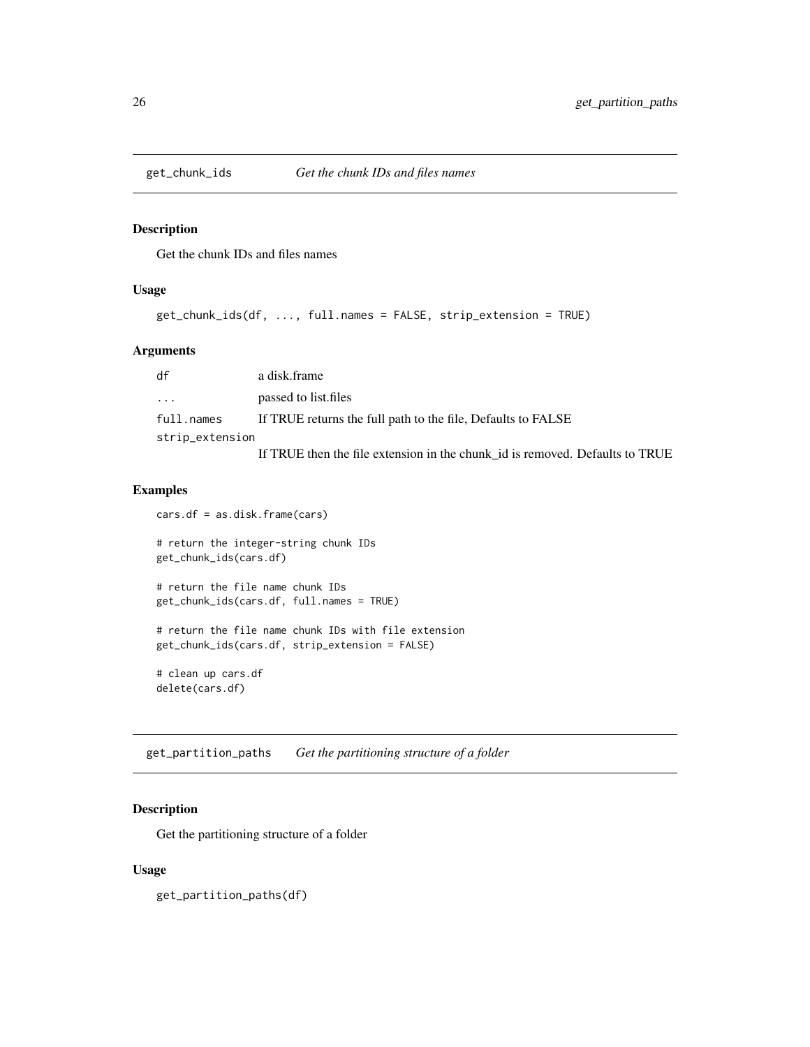## get_chunk_ids *Get the chunk IDs and files names*

### Description

Get the chunk IDs and files names

### Usage

```
get_chunk_ids(df, ..., full.names = FALSE, strip_extension = TRUE)
```

### Arguments

| | |
|---|---|
| `df` | a disk.frame |
| `...` | passed to list.files |
| `full.names` | If TRUE returns the full path to the file, Defaults to FALSE |
| `strip_extension` | If TRUE then the file extension in the chunk_id is removed. Defaults to TRUE |

### Examples

```
cars.df = as.disk.frame(cars)

# return the integer-string chunk IDs
get_chunk_ids(cars.df)

# return the file name chunk IDs
get_chunk_ids(cars.df, full.names = TRUE)

# return the file name chunk IDs with file extension
get_chunk_ids(cars.df, strip_extension = FALSE)

# clean up cars.df
delete(cars.df)
```

## get_partition_paths *Get the partitioning structure of a folder*

### Description

Get the partitioning structure of a folder

### Usage

```
get_partition_paths(df)
```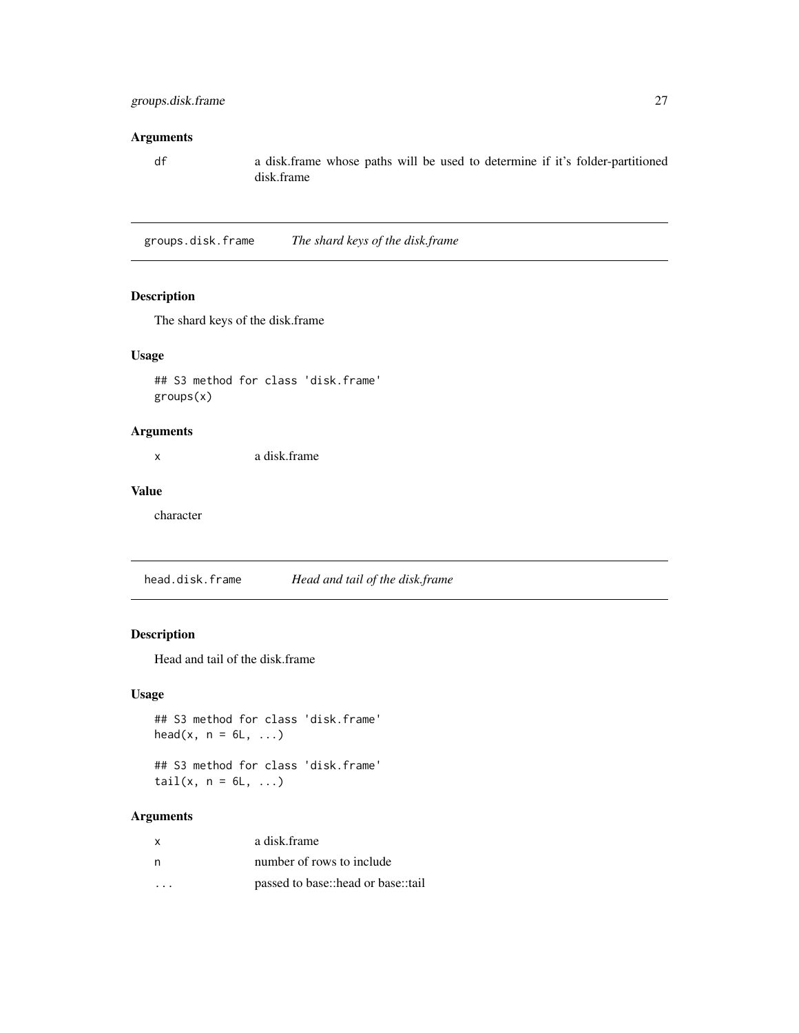## Arguments

| | |
|---|---|
| df | a disk.frame whose paths will be used to determine if it's folder-partitioned disk.frame |

---

## groups.disk.frame — *The shard keys of the disk.frame*

### Description

The shard keys of the disk.frame

### Usage

```
## S3 method for class 'disk.frame'
groups(x)
```

### Arguments

| | |
|---|---|
| x | a disk.frame |

### Value

character

---

## head.disk.frame — *Head and tail of the disk.frame*

### Description

Head and tail of the disk.frame

### Usage

```
## S3 method for class 'disk.frame'
head(x, n = 6L, ...)

## S3 method for class 'disk.frame'
tail(x, n = 6L, ...)
```

### Arguments

| | |
|---|---|
| x | a disk.frame |
| n | number of rows to include |
| ... | passed to base::head or base::tail |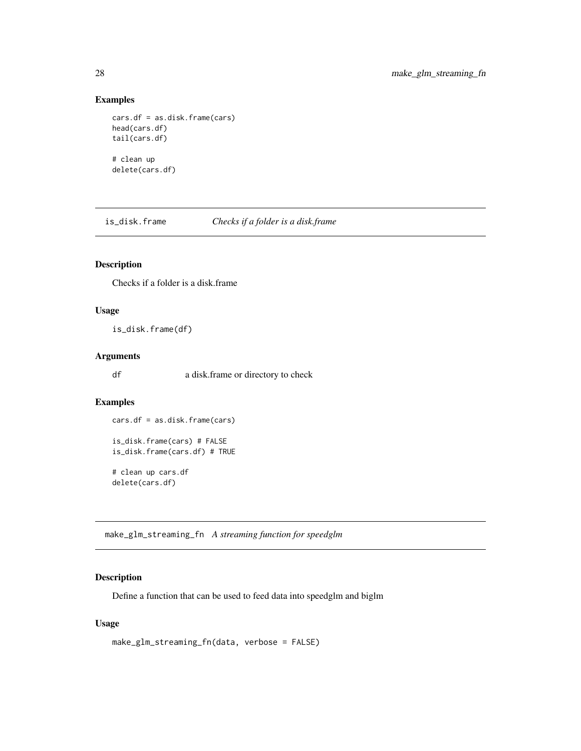## Examples

```
cars.df = as.disk.frame(cars)
head(cars.df)
tail(cars.df)

# clean up
delete(cars.df)
```

---

# is_disk.frame — *Checks if a folder is a disk.frame*

## Description

Checks if a folder is a disk.frame

## Usage

```
is_disk.frame(df)
```

## Arguments

| | |
|---|---|
| df | a disk.frame or directory to check |

## Examples

```
cars.df = as.disk.frame(cars)

is_disk.frame(cars) # FALSE
is_disk.frame(cars.df) # TRUE

# clean up cars.df
delete(cars.df)
```

---

# make_glm_streaming_fn — *A streaming function for speedglm*

## Description

Define a function that can be used to feed data into speedglm and biglm

## Usage

```
make_glm_streaming_fn(data, verbose = FALSE)
```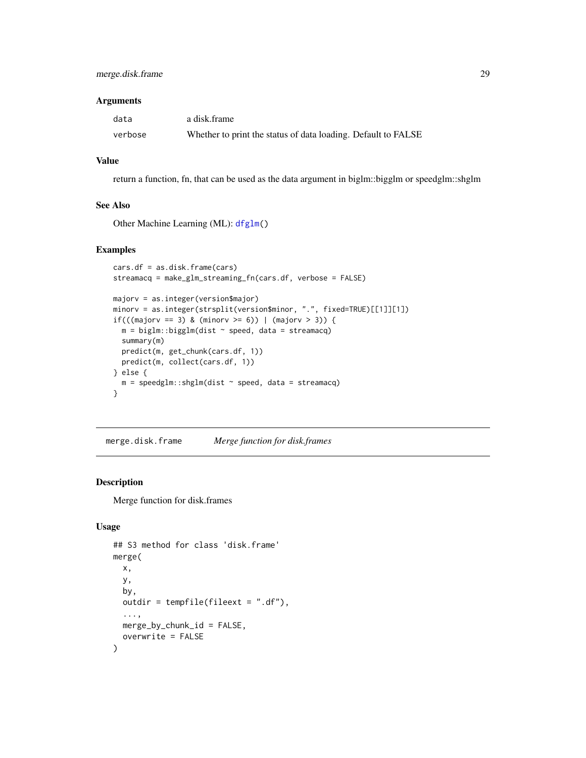### Arguments

| | |
|---|---|
| `data` | a disk.frame |
| `verbose` | Whether to print the status of data loading. Default to FALSE |

### Value

return a function, fn, that can be used as the data argument in biglm::bigglm or speedglm::shglm

### See Also

Other Machine Learning (ML): `dfglm()`

### Examples

```
cars.df = as.disk.frame(cars)
streamacq = make_glm_streaming_fn(cars.df, verbose = FALSE)

majorv = as.integer(version$major)
minorv = as.integer(strsplit(version$minor, ".", fixed=TRUE)[[1]][1])
if(((majorv == 3) & (minorv >= 6)) | (majorv > 3)) {
  m = biglm::bigglm(dist ~ speed, data = streamacq)
  summary(m)
  predict(m, get_chunk(cars.df, 1))
  predict(m, collect(cars.df, 1))
} else {
  m = speedglm::shglm(dist ~ speed, data = streamacq)
}
```

---

## merge.disk.frame — *Merge function for disk.frames*

### Description

Merge function for disk.frames

### Usage

```
## S3 method for class 'disk.frame'
merge(
  x,
  y,
  by,
  outdir = tempfile(fileext = ".df"),
  ...,
  merge_by_chunk_id = FALSE,
  overwrite = FALSE
)
```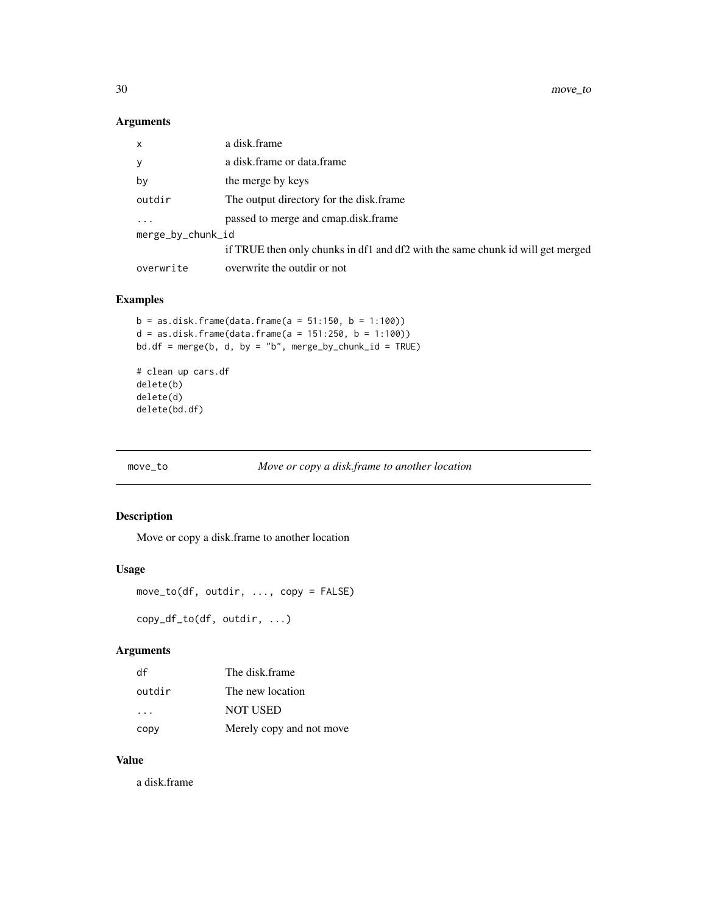## Arguments

| | |
|---|---|
| x | a disk.frame |
| y | a disk.frame or data.frame |
| by | the merge by keys |
| outdir | The output directory for the disk.frame |
| ... | passed to merge and cmap.disk.frame |
| merge_by_chunk_id | if TRUE then only chunks in df1 and df2 with the same chunk id will get merged |
| overwrite | overwrite the outdir or not |

## Examples

```
b = as.disk.frame(data.frame(a = 51:150, b = 1:100))
d = as.disk.frame(data.frame(a = 151:250, b = 1:100))
bd.df = merge(b, d, by = "b", merge_by_chunk_id = TRUE)

# clean up cars.df
delete(b)
delete(d)
delete(bd.df)
```

---

# move_to — *Move or copy a disk.frame to another location*

## Description

Move or copy a disk.frame to another location

## Usage

```
move_to(df, outdir, ..., copy = FALSE)

copy_df_to(df, outdir, ...)
```

## Arguments

| | |
|---|---|
| df | The disk.frame |
| outdir | The new location |
| ... | NOT USED |
| copy | Merely copy and not move |

## Value

a disk.frame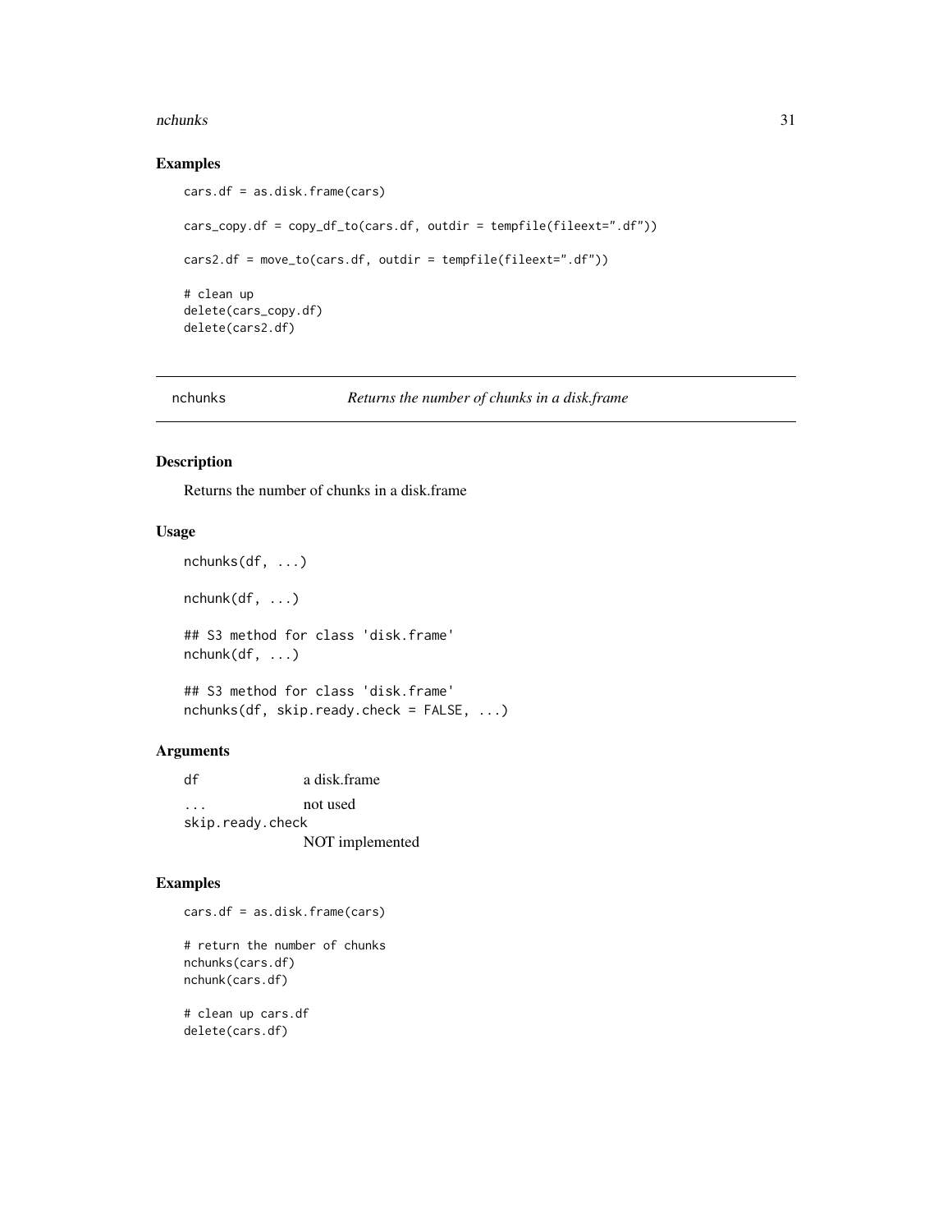## Examples

```
cars.df = as.disk.frame(cars)

cars_copy.df = copy_df_to(cars.df, outdir = tempfile(fileext=".df"))

cars2.df = move_to(cars.df, outdir = tempfile(fileext=".df"))

# clean up
delete(cars_copy.df)
delete(cars2.df)
```

---

# nchunks — *Returns the number of chunks in a disk.frame*

## Description

Returns the number of chunks in a disk.frame

## Usage

```
nchunks(df, ...)

nchunk(df, ...)

## S3 method for class 'disk.frame'
nchunk(df, ...)

## S3 method for class 'disk.frame'
nchunks(df, skip.ready.check = FALSE, ...)
```

## Arguments

| | |
|---|---|
| df | a disk.frame |
| ... | not used |
| skip.ready.check | NOT implemented |

## Examples

```
cars.df = as.disk.frame(cars)

# return the number of chunks
nchunks(cars.df)
nchunk(cars.df)

# clean up cars.df
delete(cars.df)
```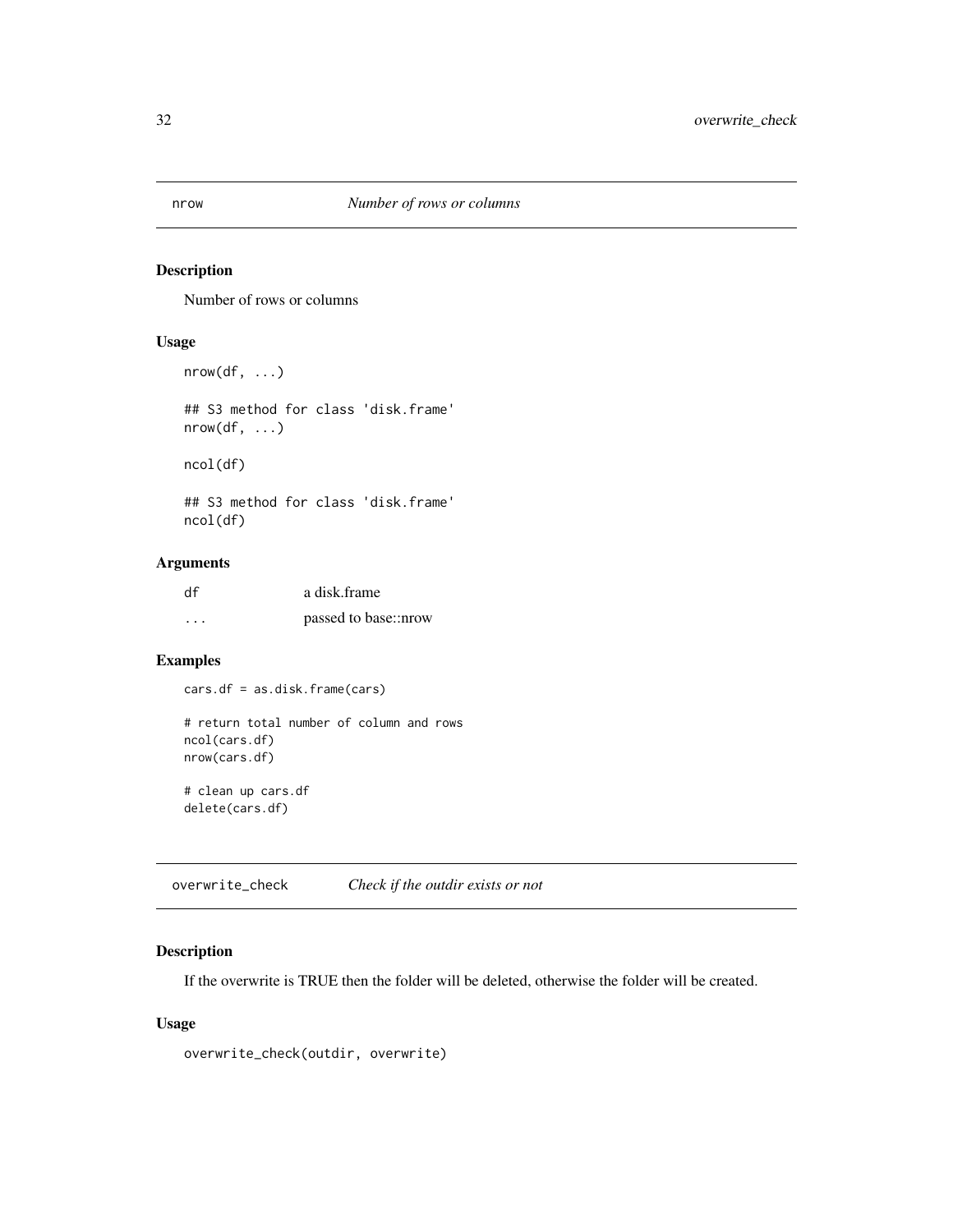## nrow    *Number of rows or columns*

### Description

Number of rows or columns

### Usage

```
nrow(df, ...)

## S3 method for class 'disk.frame'
nrow(df, ...)

ncol(df)

## S3 method for class 'disk.frame'
ncol(df)
```

### Arguments

| | |
|---|---|
| df | a disk.frame |
| ... | passed to base::nrow |

### Examples

```
cars.df = as.disk.frame(cars)

# return total number of column and rows
ncol(cars.df)
nrow(cars.df)

# clean up cars.df
delete(cars.df)
```

## overwrite_check    *Check if the outdir exists or not*

### Description

If the overwrite is TRUE then the folder will be deleted, otherwise the folder will be created.

### Usage

```
overwrite_check(outdir, overwrite)
```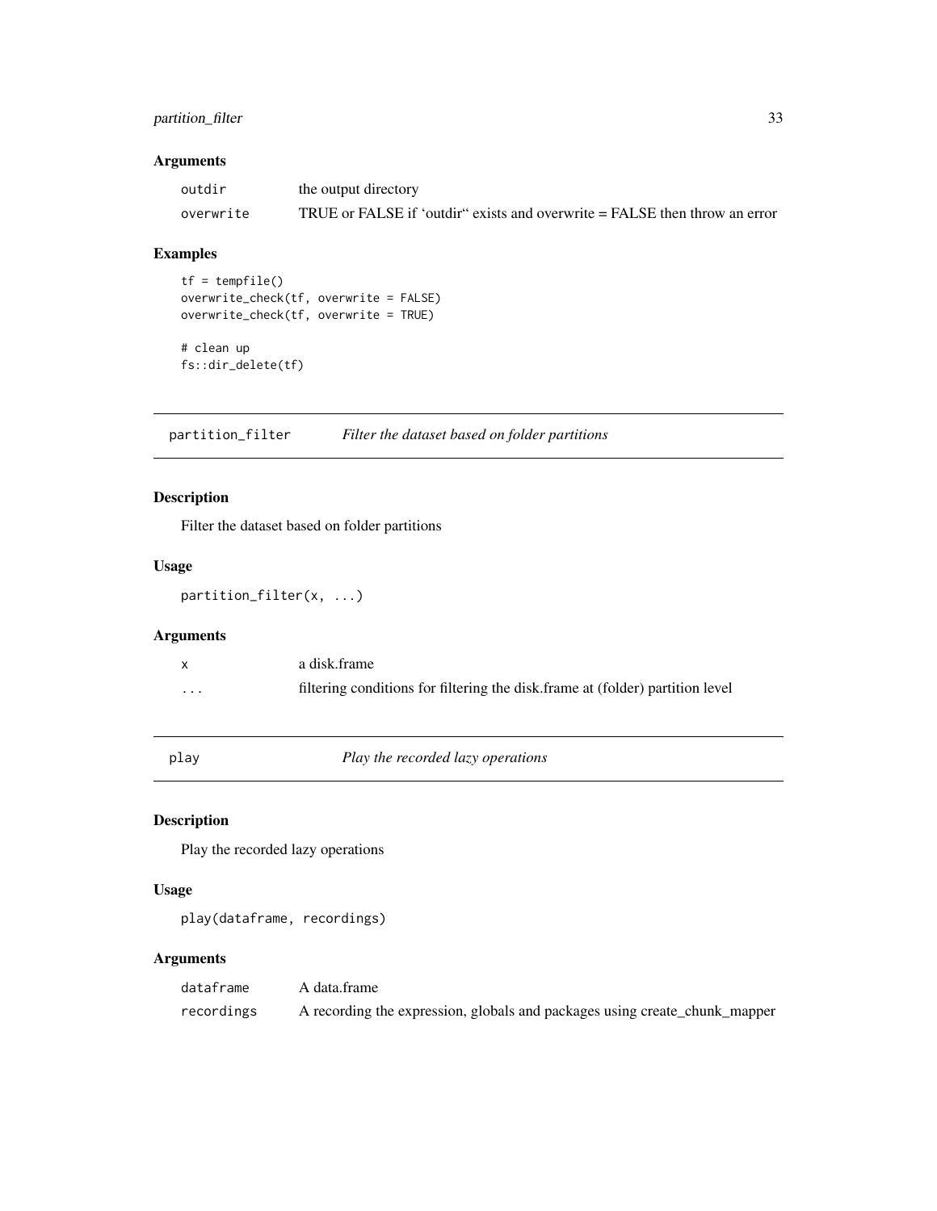### Arguments

| | |
|---|---|
| outdir | the output directory |
| overwrite | TRUE or FALSE if 'outdir" exists and overwrite = FALSE then throw an error |

### Examples

```
tf = tempfile()
overwrite_check(tf, overwrite = FALSE)
overwrite_check(tf, overwrite = TRUE)

# clean up
fs::dir_delete(tf)
```

---

## partition_filter    *Filter the dataset based on folder partitions*

### Description

Filter the dataset based on folder partitions

### Usage

```
partition_filter(x, ...)
```

### Arguments

| | |
|---|---|
| x | a disk.frame |
| ... | filtering conditions for filtering the disk.frame at (folder) partition level |

---

## play    *Play the recorded lazy operations*

### Description

Play the recorded lazy operations

### Usage

```
play(dataframe, recordings)
```

### Arguments

| | |
|---|---|
| dataframe | A data.frame |
| recordings | A recording the expression, globals and packages using create_chunk_mapper |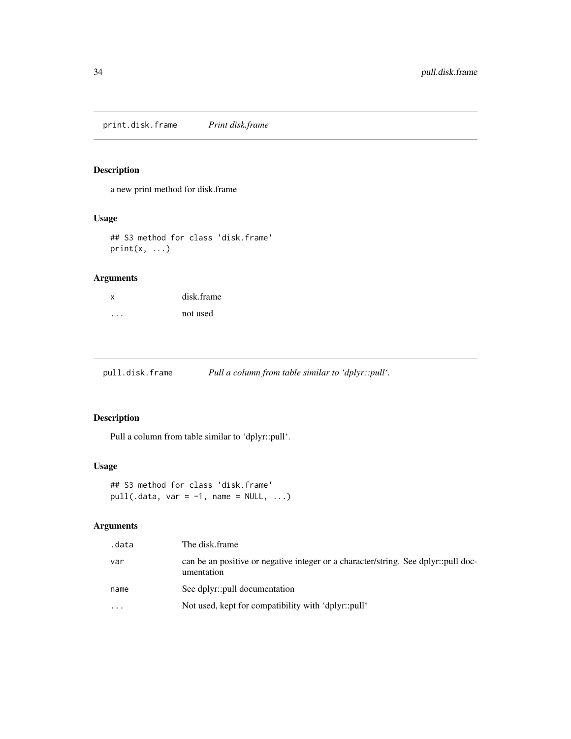## print.disk.frame *Print disk.frame*

### Description

a new print method for disk.frame

### Usage

```
## S3 method for class 'disk.frame'
print(x, ...)
```

### Arguments

| | |
|---|---|
| x | disk.frame |
| ... | not used |

## pull.disk.frame *Pull a column from table similar to 'dplyr::pull'.*

### Description

Pull a column from table similar to 'dplyr::pull'.

### Usage

```
## S3 method for class 'disk.frame'
pull(.data, var = -1, name = NULL, ...)
```

### Arguments

| | |
|---|---|
| .data | The disk.frame |
| var | can be an positive or negative integer or a character/string. See dplyr::pull documentation |
| name | See dplyr::pull documentation |
| ... | Not used, kept for compatibility with 'dplyr::pull' |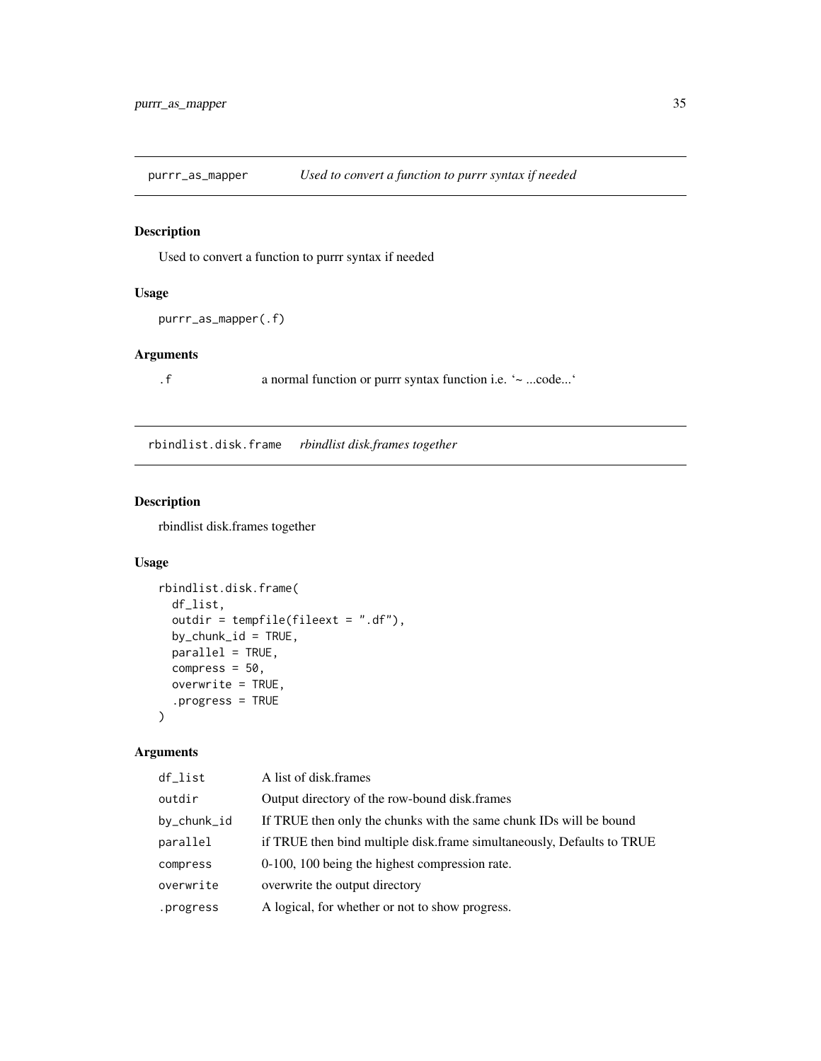## purrr_as_mapper *Used to convert a function to purrr syntax if needed*

### Description

Used to convert a function to purrr syntax if needed

### Usage

```
purrr_as_mapper(.f)
```

### Arguments

| | |
|---|---|
| .f | a normal function or purrr syntax function i.e. '~ ...code...' |

## rbindlist.disk.frame *rbindlist disk.frames together*

### Description

rbindlist disk.frames together

### Usage

```
rbindlist.disk.frame(
  df_list,
  outdir = tempfile(fileext = ".df"),
  by_chunk_id = TRUE,
  parallel = TRUE,
  compress = 50,
  overwrite = TRUE,
  .progress = TRUE
)
```

### Arguments

| | |
|---|---|
| df_list | A list of disk.frames |
| outdir | Output directory of the row-bound disk.frames |
| by_chunk_id | If TRUE then only the chunks with the same chunk IDs will be bound |
| parallel | if TRUE then bind multiple disk.frame simultaneously, Defaults to TRUE |
| compress | 0-100, 100 being the highest compression rate. |
| overwrite | overwrite the output directory |
| .progress | A logical, for whether or not to show progress. |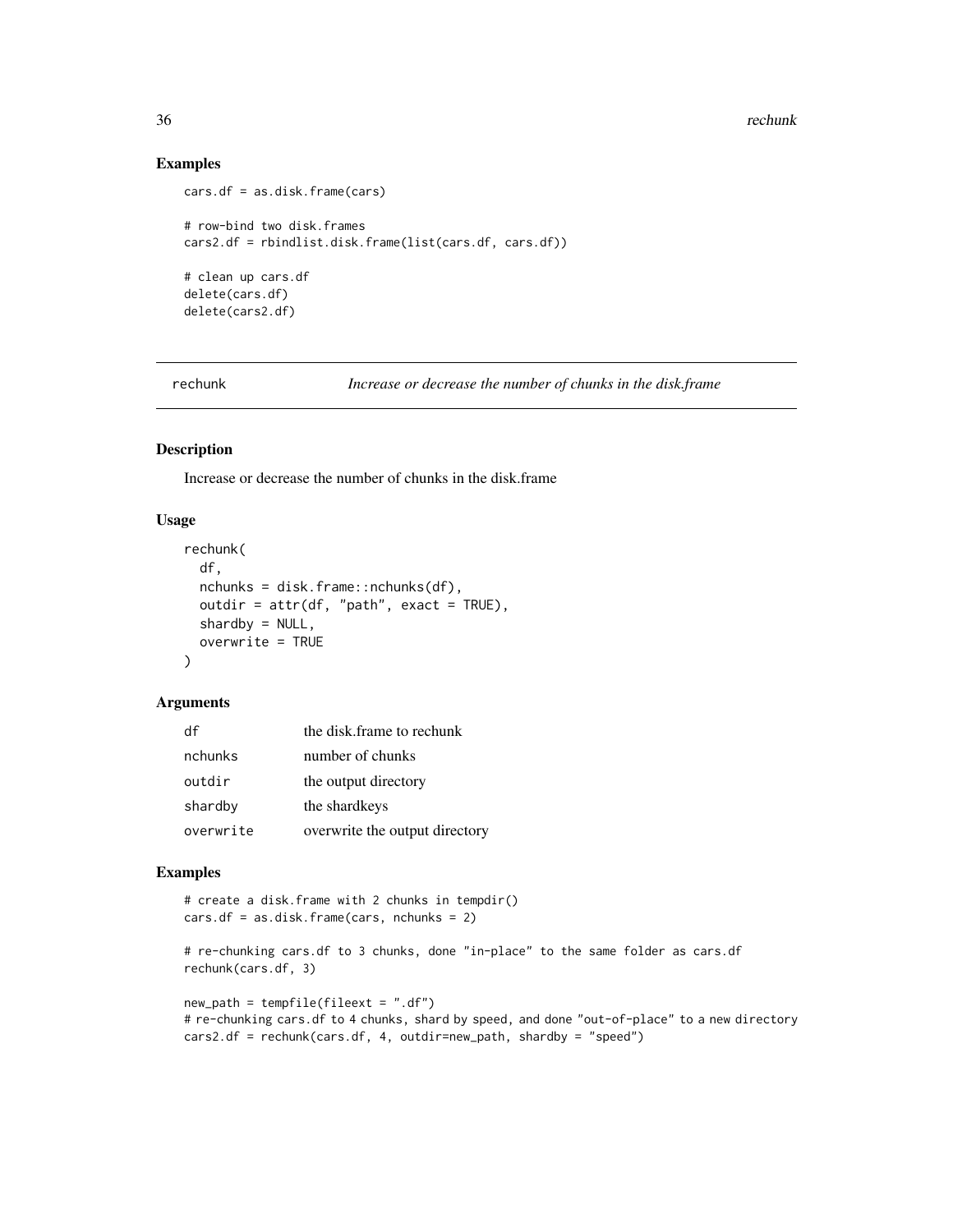## Examples

```
cars.df = as.disk.frame(cars)

# row-bind two disk.frames
cars2.df = rbindlist.disk.frame(list(cars.df, cars.df))

# clean up cars.df
delete(cars.df)
delete(cars2.df)
```

# rechunk *Increase or decrease the number of chunks in the disk.frame*

## Description

Increase or decrease the number of chunks in the disk.frame

## Usage

```
rechunk(
  df,
  nchunks = disk.frame::nchunks(df),
  outdir = attr(df, "path", exact = TRUE),
  shardby = NULL,
  overwrite = TRUE
)
```

## Arguments

| | |
|---|---|
| df | the disk.frame to rechunk |
| nchunks | number of chunks |
| outdir | the output directory |
| shardby | the shardkeys |
| overwrite | overwrite the output directory |

## Examples

```
# create a disk.frame with 2 chunks in tempdir()
cars.df = as.disk.frame(cars, nchunks = 2)

# re-chunking cars.df to 3 chunks, done "in-place" to the same folder as cars.df
rechunk(cars.df, 3)

new_path = tempfile(fileext = ".df")
# re-chunking cars.df to 4 chunks, shard by speed, and done "out-of-place" to a new directory
cars2.df = rechunk(cars.df, 4, outdir=new_path, shardby = "speed")
```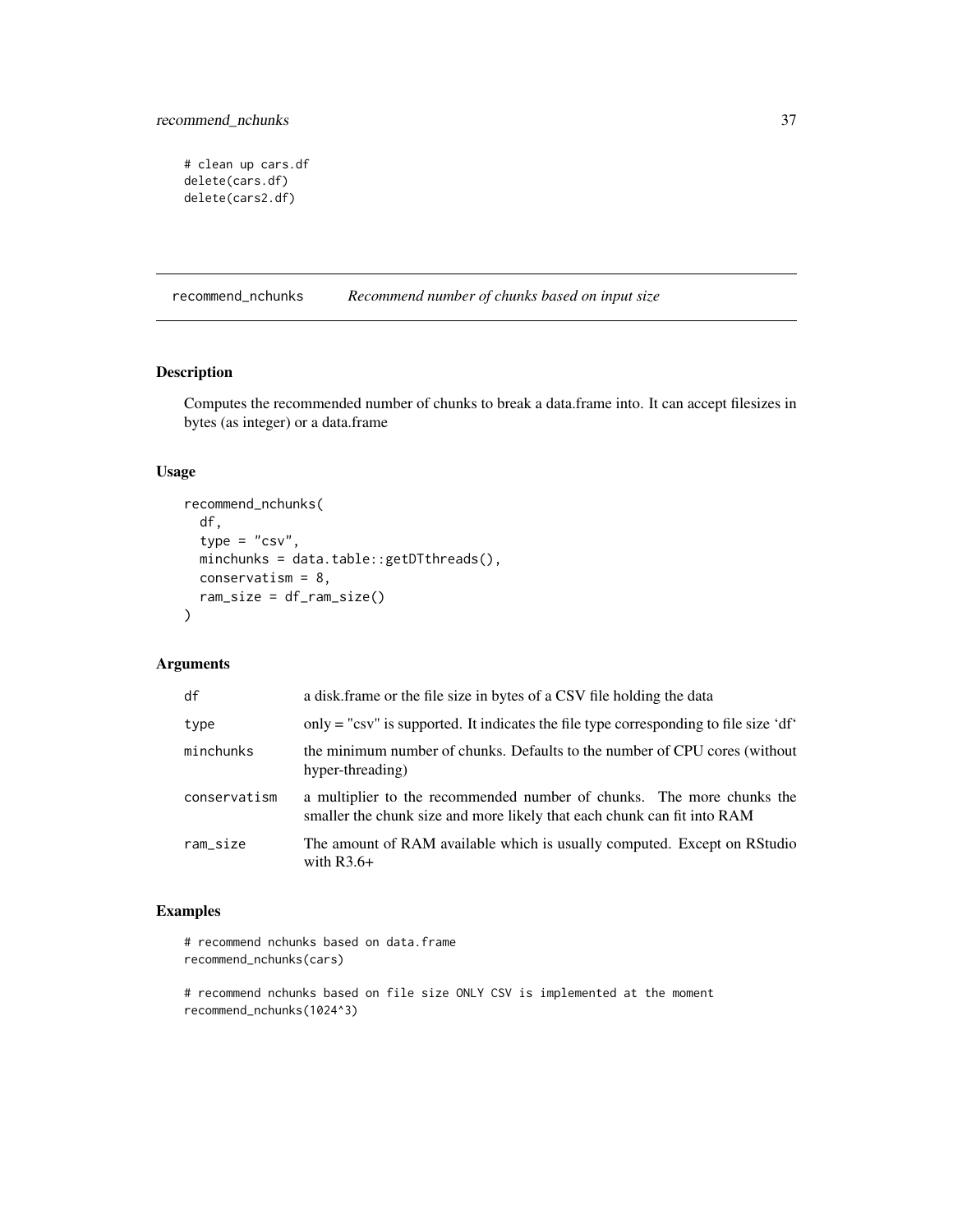```
# clean up cars.df
delete(cars.df)
delete(cars2.df)
```

## recommend_nchunks *Recommend number of chunks based on input size*

### Description

Computes the recommended number of chunks to break a data.frame into. It can accept filesizes in bytes (as integer) or a data.frame

### Usage

```
recommend_nchunks(
  df,
  type = "csv",
  minchunks = data.table::getDTthreads(),
  conservatism = 8,
  ram_size = df_ram_size()
)
```

### Arguments

| | |
|---|---|
| df | a disk.frame or the file size in bytes of a CSV file holding the data |
| type | only = "csv" is supported. It indicates the file type corresponding to file size 'df' |
| minchunks | the minimum number of chunks. Defaults to the number of CPU cores (without hyper-threading) |
| conservatism | a multiplier to the recommended number of chunks. The more chunks the smaller the chunk size and more likely that each chunk can fit into RAM |
| ram_size | The amount of RAM available which is usually computed. Except on RStudio with R3.6+ |

### Examples

```
# recommend nchunks based on data.frame
recommend_nchunks(cars)

# recommend nchunks based on file size ONLY CSV is implemented at the moment
recommend_nchunks(1024^3)
```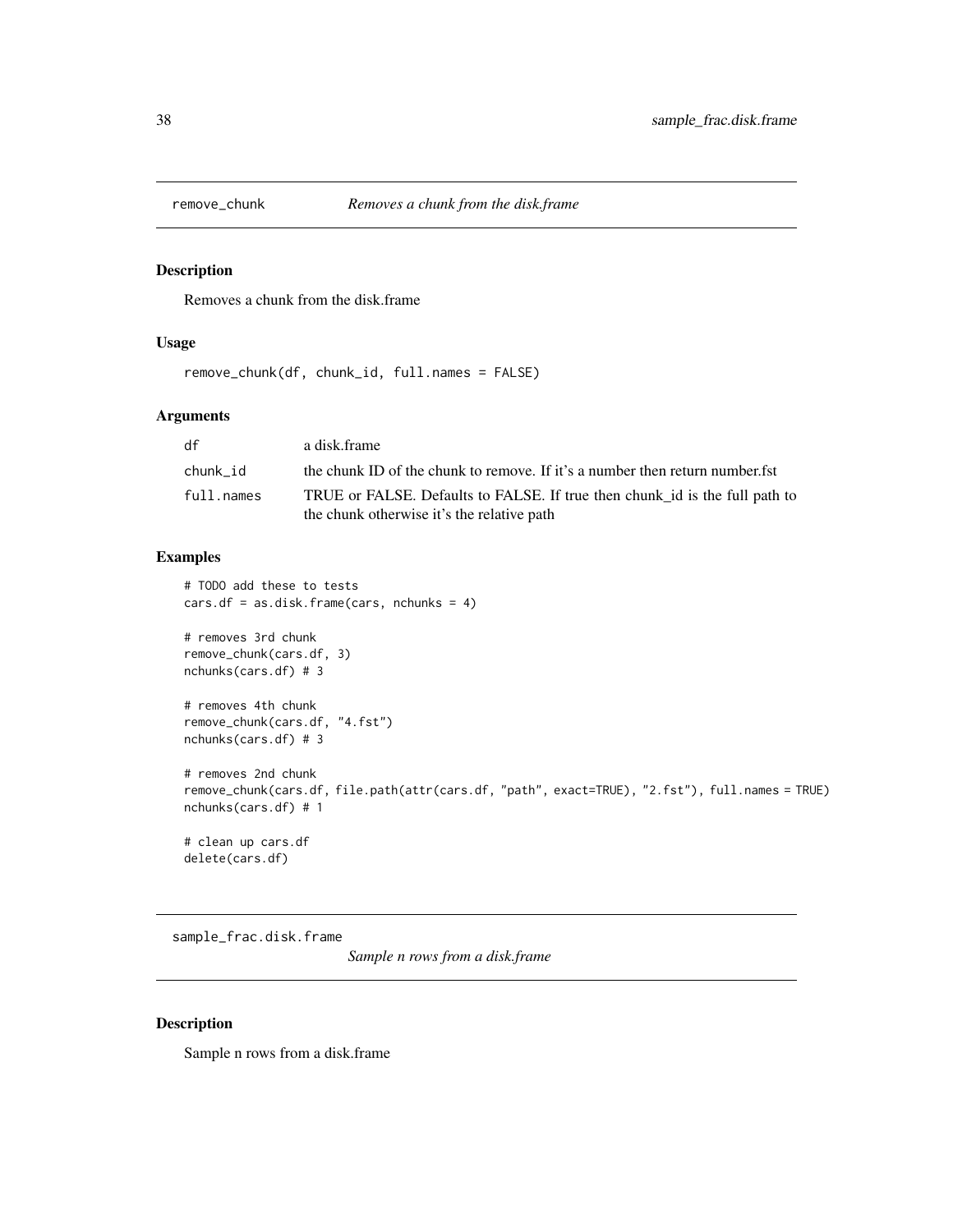## remove_chunk — *Removes a chunk from the disk.frame*

### Description

Removes a chunk from the disk.frame

### Usage

```
remove_chunk(df, chunk_id, full.names = FALSE)
```

### Arguments

| | |
|---|---|
| df | a disk.frame |
| chunk_id | the chunk ID of the chunk to remove. If it's a number then return number.fst |
| full.names | TRUE or FALSE. Defaults to FALSE. If true then chunk_id is the full path to the chunk otherwise it's the relative path |

### Examples

```
# TODO add these to tests
cars.df = as.disk.frame(cars, nchunks = 4)

# removes 3rd chunk
remove_chunk(cars.df, 3)
nchunks(cars.df) # 3

# removes 4th chunk
remove_chunk(cars.df, "4.fst")
nchunks(cars.df) # 3

# removes 2nd chunk
remove_chunk(cars.df, file.path(attr(cars.df, "path", exact=TRUE), "2.fst"), full.names = TRUE)
nchunks(cars.df) # 1

# clean up cars.df
delete(cars.df)
```

## sample_frac.disk.frame — *Sample n rows from a disk.frame*

### Description

Sample n rows from a disk.frame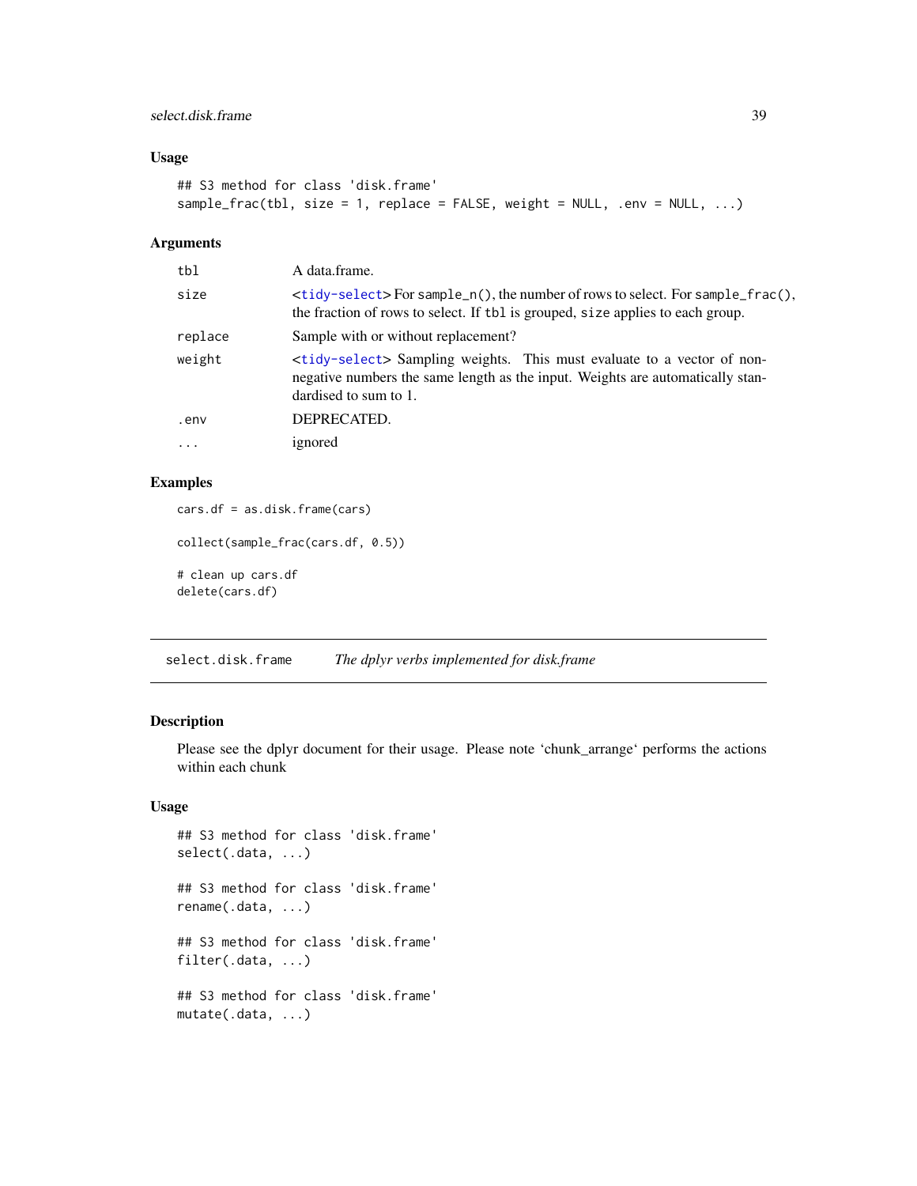### Usage

```
## S3 method for class 'disk.frame'
sample_frac(tbl, size = 1, replace = FALSE, weight = NULL, .env = NULL, ...)
```

### Arguments

| | |
|---|---|
| tbl | A data.frame. |
| size | <tidy-select> For sample_n(), the number of rows to select. For sample_frac(), the fraction of rows to select. If tbl is grouped, size applies to each group. |
| replace | Sample with or without replacement? |
| weight | <tidy-select> Sampling weights. This must evaluate to a vector of non-negative numbers the same length as the input. Weights are automatically standardised to sum to 1. |
| .env | DEPRECATED. |
| ... | ignored |

### Examples

```
cars.df = as.disk.frame(cars)

collect(sample_frac(cars.df, 0.5))

# clean up cars.df
delete(cars.df)
```

---

## select.disk.frame *The dplyr verbs implemented for disk.frame*

### Description

Please see the dplyr document for their usage. Please note 'chunk_arrange' performs the actions within each chunk

### Usage

```
## S3 method for class 'disk.frame'
select(.data, ...)

## S3 method for class 'disk.frame'
rename(.data, ...)

## S3 method for class 'disk.frame'
filter(.data, ...)

## S3 method for class 'disk.frame'
mutate(.data, ...)
```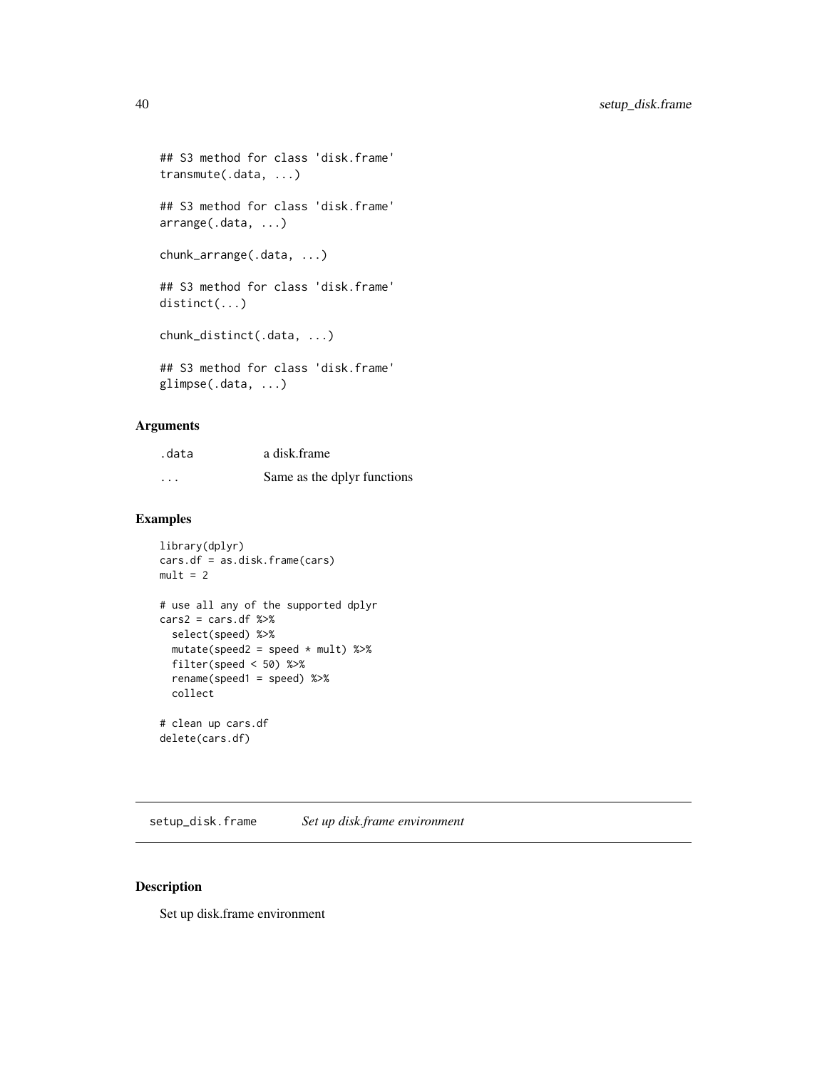```
## S3 method for class 'disk.frame'
transmute(.data, ...)

## S3 method for class 'disk.frame'
arrange(.data, ...)

chunk_arrange(.data, ...)

## S3 method for class 'disk.frame'
distinct(...)

chunk_distinct(.data, ...)

## S3 method for class 'disk.frame'
glimpse(.data, ...)
```

### Arguments

| | |
|---|---|
| `.data` | a disk.frame |
| `...` | Same as the dplyr functions |

### Examples

```
library(dplyr)
cars.df = as.disk.frame(cars)
mult = 2

# use all any of the supported dplyr
cars2 = cars.df %>%
  select(speed) %>%
  mutate(speed2 = speed * mult) %>%
  filter(speed < 50) %>%
  rename(speed1 = speed) %>%
  collect

# clean up cars.df
delete(cars.df)
```

---

## setup_disk.frame *Set up disk.frame environment*

### Description

Set up disk.frame environment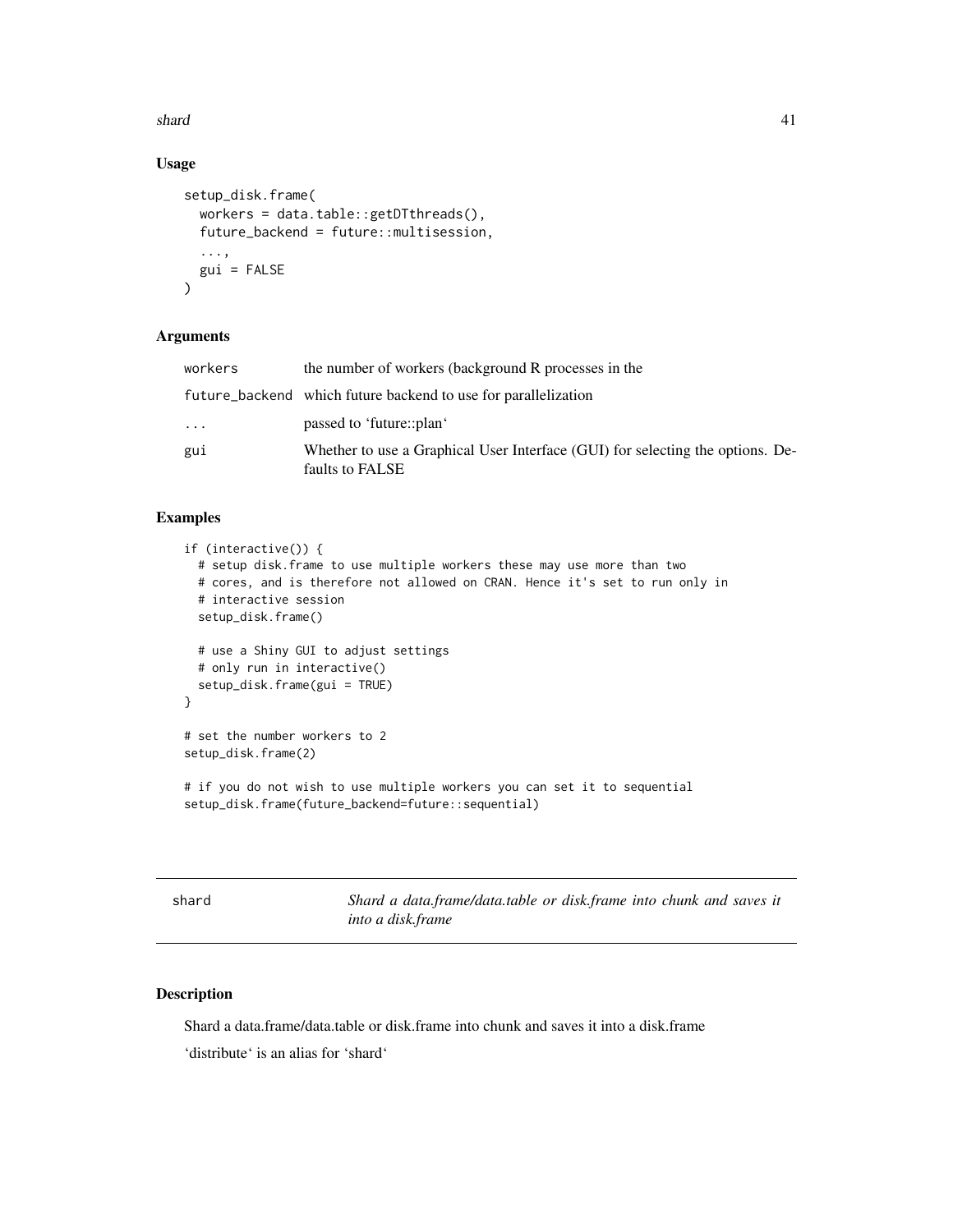## Usage

```
setup_disk.frame(
  workers = data.table::getDTthreads(),
  future_backend = future::multisession,
  ...,
  gui = FALSE
)
```

## Arguments

| | |
|---|---|
| workers | the number of workers (background R processes in the |
| future_backend | which future backend to use for parallelization |
| ... | passed to 'future::plan' |
| gui | Whether to use a Graphical User Interface (GUI) for selecting the options. Defaults to FALSE |

## Examples

```
if (interactive()) {
  # setup disk.frame to use multiple workers these may use more than two
  # cores, and is therefore not allowed on CRAN. Hence it's set to run only in
  # interactive session
  setup_disk.frame()

  # use a Shiny GUI to adjust settings
  # only run in interactive()
  setup_disk.frame(gui = TRUE)
}

# set the number workers to 2
setup_disk.frame(2)

# if you do not wish to use multiple workers you can set it to sequential
setup_disk.frame(future_backend=future::sequential)
```

---

# shard — *Shard a data.frame/data.table or disk.frame into chunk and saves it into a disk.frame*

## Description

Shard a data.frame/data.table or disk.frame into chunk and saves it into a disk.frame

'distribute' is an alias for 'shard'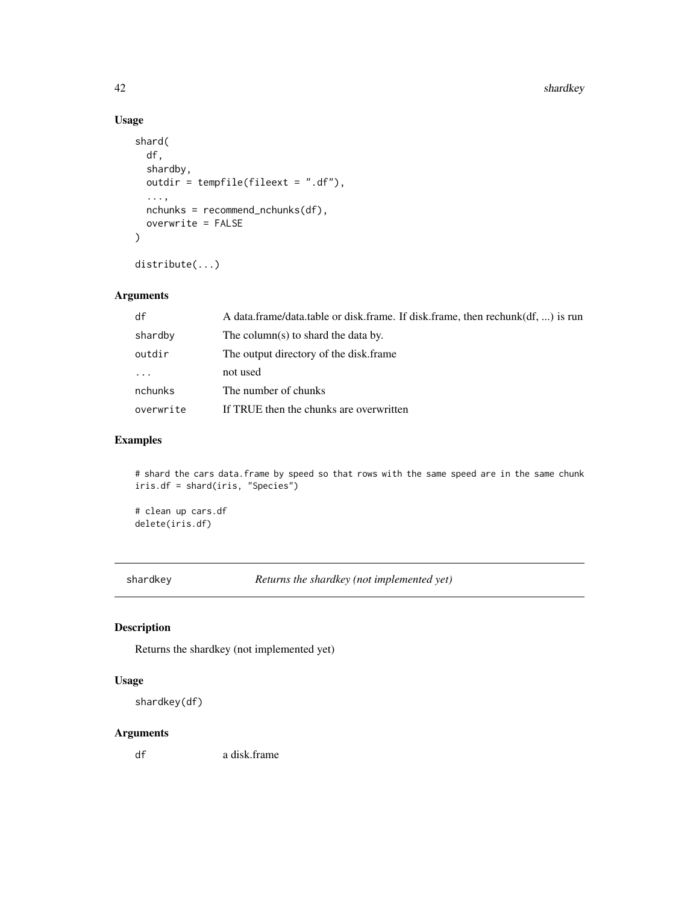### Usage

```
shard(
  df,
  shardby,
  outdir = tempfile(fileext = ".df"),
  ...,
  nchunks = recommend_nchunks(df),
  overwrite = FALSE
)

distribute(...)
```

### Arguments

| | |
|---|---|
| `df` | A data.frame/data.table or disk.frame. If disk.frame, then rechunk(df, ...) is run |
| `shardby` | The column(s) to shard the data by. |
| `outdir` | The output directory of the disk.frame |
| `...` | not used |
| `nchunks` | The number of chunks |
| `overwrite` | If TRUE then the chunks are overwritten |

### Examples

```
# shard the cars data.frame by speed so that rows with the same speed are in the same chunk
iris.df = shard(iris, "Species")

# clean up cars.df
delete(iris.df)
```

---

## shardkey — *Returns the shardkey (not implemented yet)*

---

### Description

Returns the shardkey (not implemented yet)

### Usage

```
shardkey(df)
```

### Arguments

| | |
|---|---|
| `df` | a disk.frame |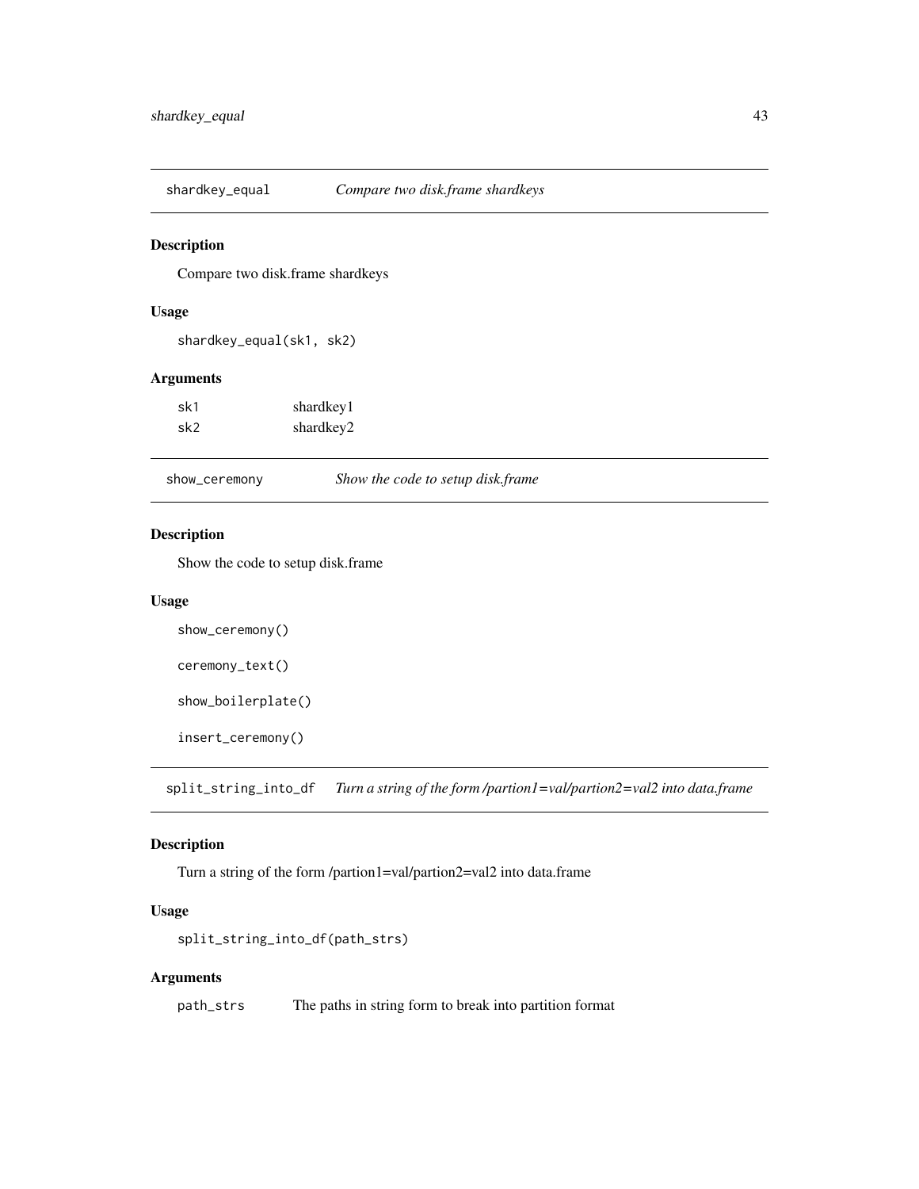## shardkey_equal *Compare two disk.frame shardkeys*

### Description

Compare two disk.frame shardkeys

### Usage

```
shardkey_equal(sk1, sk2)
```

### Arguments

| | |
|---|---|
| sk1 | shardkey1 |
| sk2 | shardkey2 |

## show_ceremony *Show the code to setup disk.frame*

### Description

Show the code to setup disk.frame

### Usage

```
show_ceremony()

ceremony_text()

show_boilerplate()

insert_ceremony()
```

## split_string_into_df *Turn a string of the form /partion1=val/partion2=val2 into data.frame*

### Description

Turn a string of the form /partion1=val/partion2=val2 into data.frame

### Usage

```
split_string_into_df(path_strs)
```

### Arguments

| | |
|---|---|
| path_strs | The paths in string form to break into partition format |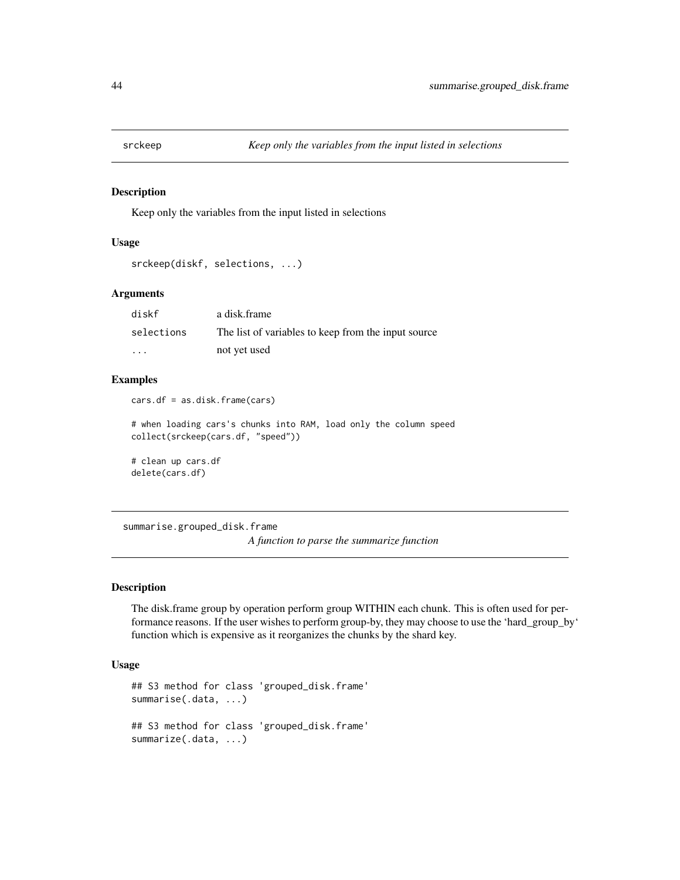## srckeep — *Keep only the variables from the input listed in selections*

### Description

Keep only the variables from the input listed in selections

### Usage

```
srckeep(diskf, selections, ...)
```

### Arguments

| | |
|---|---|
| diskf | a disk.frame |
| selections | The list of variables to keep from the input source |
| ... | not yet used |

### Examples

```
cars.df = as.disk.frame(cars)

# when loading cars's chunks into RAM, load only the column speed
collect(srckeep(cars.df, "speed"))

# clean up cars.df
delete(cars.df)
```

## summarise.grouped_disk.frame — *A function to parse the summarize function*

### Description

The disk.frame group by operation perform group WITHIN each chunk. This is often used for performance reasons. If the user wishes to perform group-by, they may choose to use the 'hard_group_by' function which is expensive as it reorganizes the chunks by the shard key.

### Usage

```
## S3 method for class 'grouped_disk.frame'
summarise(.data, ...)

## S3 method for class 'grouped_disk.frame'
summarize(.data, ...)
```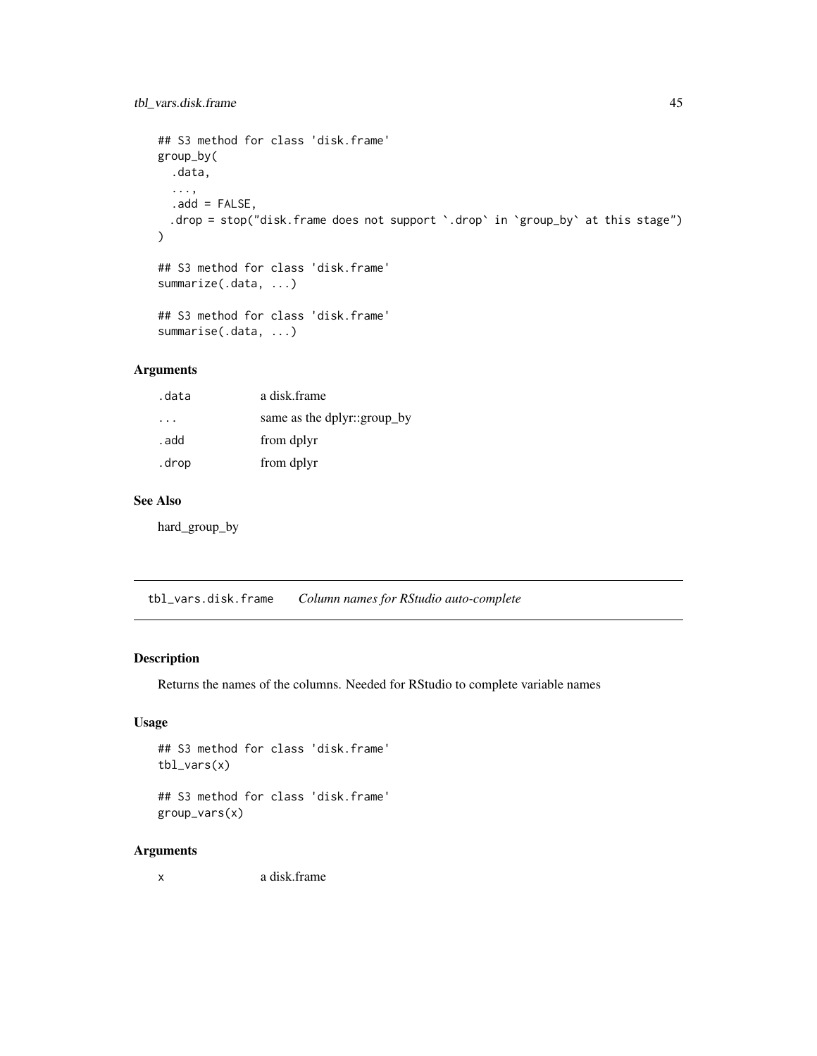```
## S3 method for class 'disk.frame'
group_by(
  .data,
  ...,
  .add = FALSE,
  .drop = stop("disk.frame does not support `.drop` in `group_by` at this stage")
)

## S3 method for class 'disk.frame'
summarize(.data, ...)

## S3 method for class 'disk.frame'
summarise(.data, ...)
```

### Arguments

| | |
|---|---|
| .data | a disk.frame |
| ... | same as the dplyr::group_by |
| .add | from dplyr |
| .drop | from dplyr |

### See Also

hard_group_by

---

## tbl_vars.disk.frame *Column names for RStudio auto-complete*

---

### Description

Returns the names of the columns. Needed for RStudio to complete variable names

### Usage

```
## S3 method for class 'disk.frame'
tbl_vars(x)

## S3 method for class 'disk.frame'
group_vars(x)
```

### Arguments

| | |
|---|---|
| x | a disk.frame |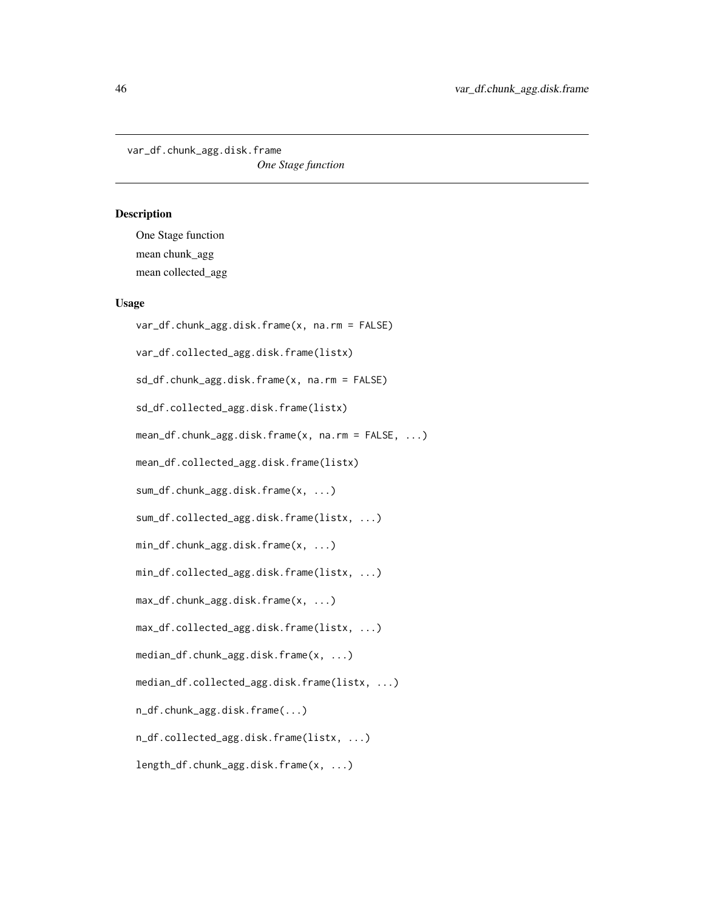var_df.chunk_agg.disk.frame

*One Stage function*

## Description

One Stage function

mean chunk_agg

mean collected_agg

## Usage

```
var_df.chunk_agg.disk.frame(x, na.rm = FALSE)

var_df.collected_agg.disk.frame(listx)

sd_df.chunk_agg.disk.frame(x, na.rm = FALSE)

sd_df.collected_agg.disk.frame(listx)

mean_df.chunk_agg.disk.frame(x, na.rm = FALSE, ...)

mean_df.collected_agg.disk.frame(listx)

sum_df.chunk_agg.disk.frame(x, ...)

sum_df.collected_agg.disk.frame(listx, ...)

min_df.chunk_agg.disk.frame(x, ...)

min_df.collected_agg.disk.frame(listx, ...)

max_df.chunk_agg.disk.frame(x, ...)

max_df.collected_agg.disk.frame(listx, ...)

median_df.chunk_agg.disk.frame(x, ...)

median_df.collected_agg.disk.frame(listx, ...)

n_df.chunk_agg.disk.frame(...)

n_df.collected_agg.disk.frame(listx, ...)

length_df.chunk_agg.disk.frame(x, ...)
```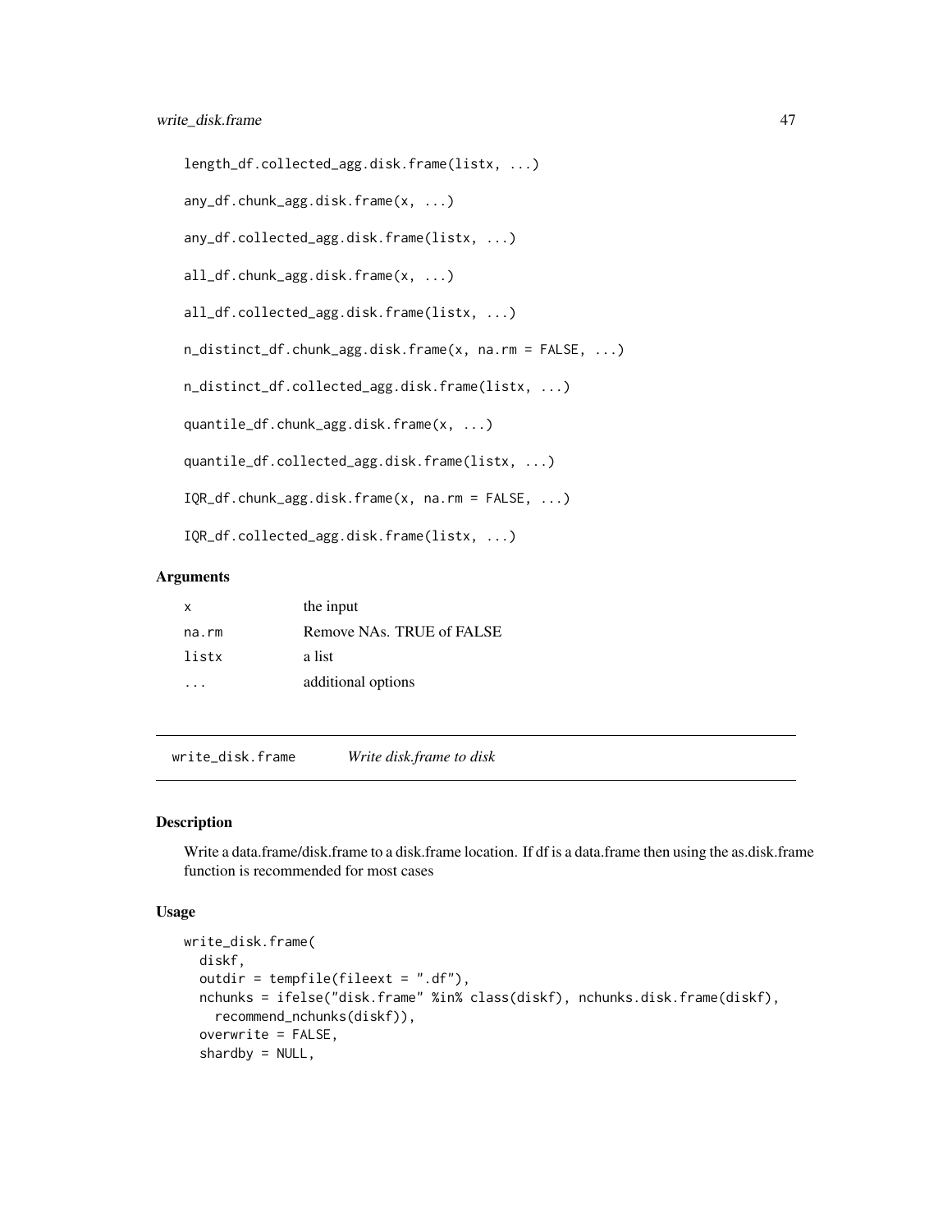```
length_df.collected_agg.disk.frame(listx, ...)

any_df.chunk_agg.disk.frame(x, ...)

any_df.collected_agg.disk.frame(listx, ...)

all_df.chunk_agg.disk.frame(x, ...)

all_df.collected_agg.disk.frame(listx, ...)

n_distinct_df.chunk_agg.disk.frame(x, na.rm = FALSE, ...)

n_distinct_df.collected_agg.disk.frame(listx, ...)

quantile_df.chunk_agg.disk.frame(x, ...)

quantile_df.collected_agg.disk.frame(listx, ...)

IQR_df.chunk_agg.disk.frame(x, na.rm = FALSE, ...)

IQR_df.collected_agg.disk.frame(listx, ...)
```

### Arguments

| | |
|---|---|
| x | the input |
| na.rm | Remove NAs. TRUE of FALSE |
| listx | a list |
| ... | additional options |

## write_disk.frame *Write disk.frame to disk*

### Description

Write a data.frame/disk.frame to a disk.frame location. If df is a data.frame then using the as.disk.frame function is recommended for most cases

### Usage

```
write_disk.frame(
  diskf,
  outdir = tempfile(fileext = ".df"),
  nchunks = ifelse("disk.frame" %in% class(diskf), nchunks.disk.frame(diskf),
    recommend_nchunks(diskf)),
  overwrite = FALSE,
  shardby = NULL,
```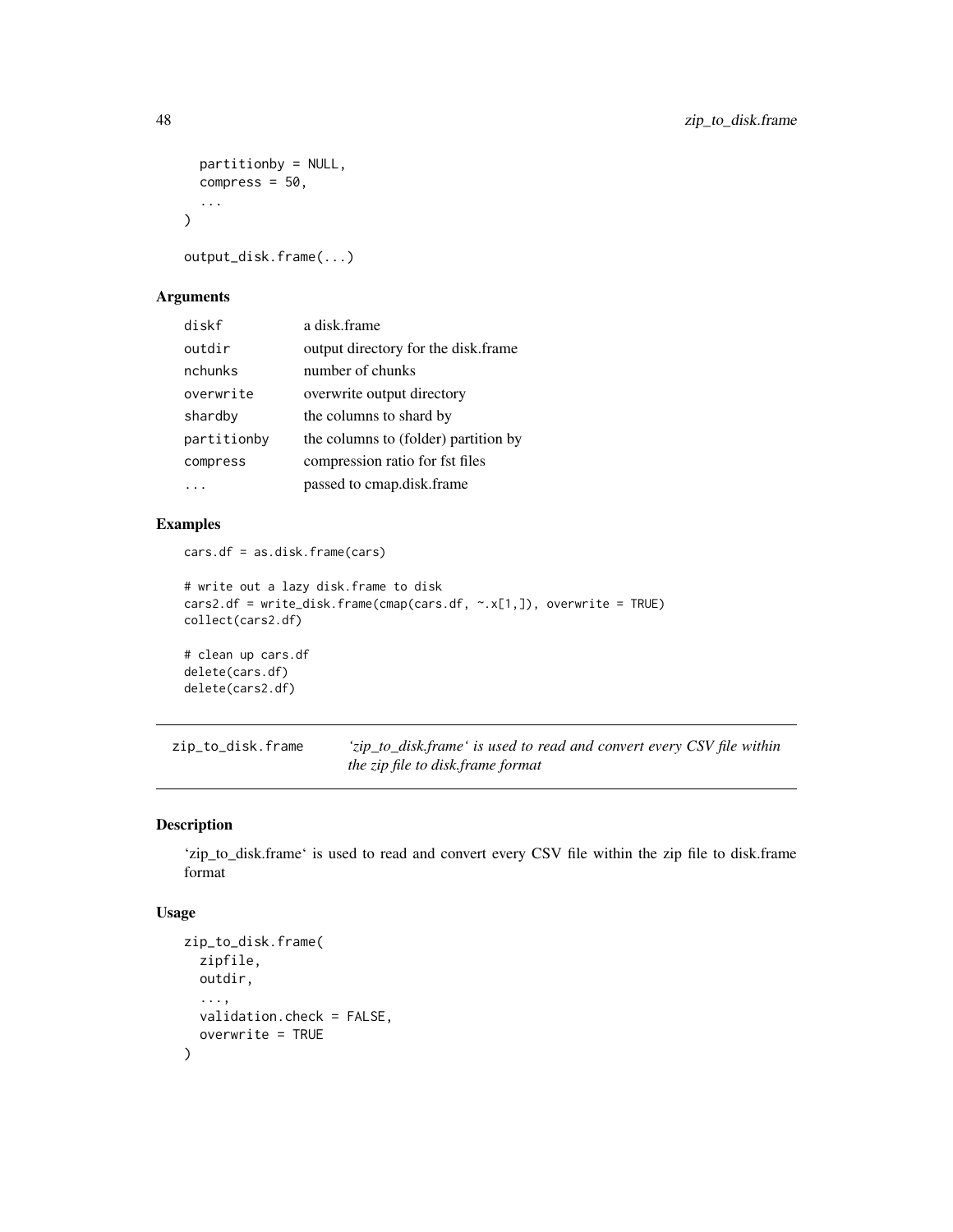```
  partitionby = NULL,
  compress = 50,
  ...
)

output_disk.frame(...)
```

### Arguments

| | |
|---|---|
| diskf | a disk.frame |
| outdir | output directory for the disk.frame |
| nchunks | number of chunks |
| overwrite | overwrite output directory |
| shardby | the columns to shard by |
| partitionby | the columns to (folder) partition by |
| compress | compression ratio for fst files |
| ... | passed to cmap.disk.frame |

### Examples

```
cars.df = as.disk.frame(cars)

# write out a lazy disk.frame to disk
cars2.df = write_disk.frame(cmap(cars.df, ~.x[1,]), overwrite = TRUE)
collect(cars2.df)

# clean up cars.df
delete(cars.df)
delete(cars2.df)
```

---

## zip_to_disk.frame — *'zip_to_disk.frame' is used to read and convert every CSV file within the zip file to disk.frame format*

---

### Description

'zip_to_disk.frame' is used to read and convert every CSV file within the zip file to disk.frame format

### Usage

```
zip_to_disk.frame(
  zipfile,
  outdir,
  ...,
  validation.check = FALSE,
  overwrite = TRUE
)
```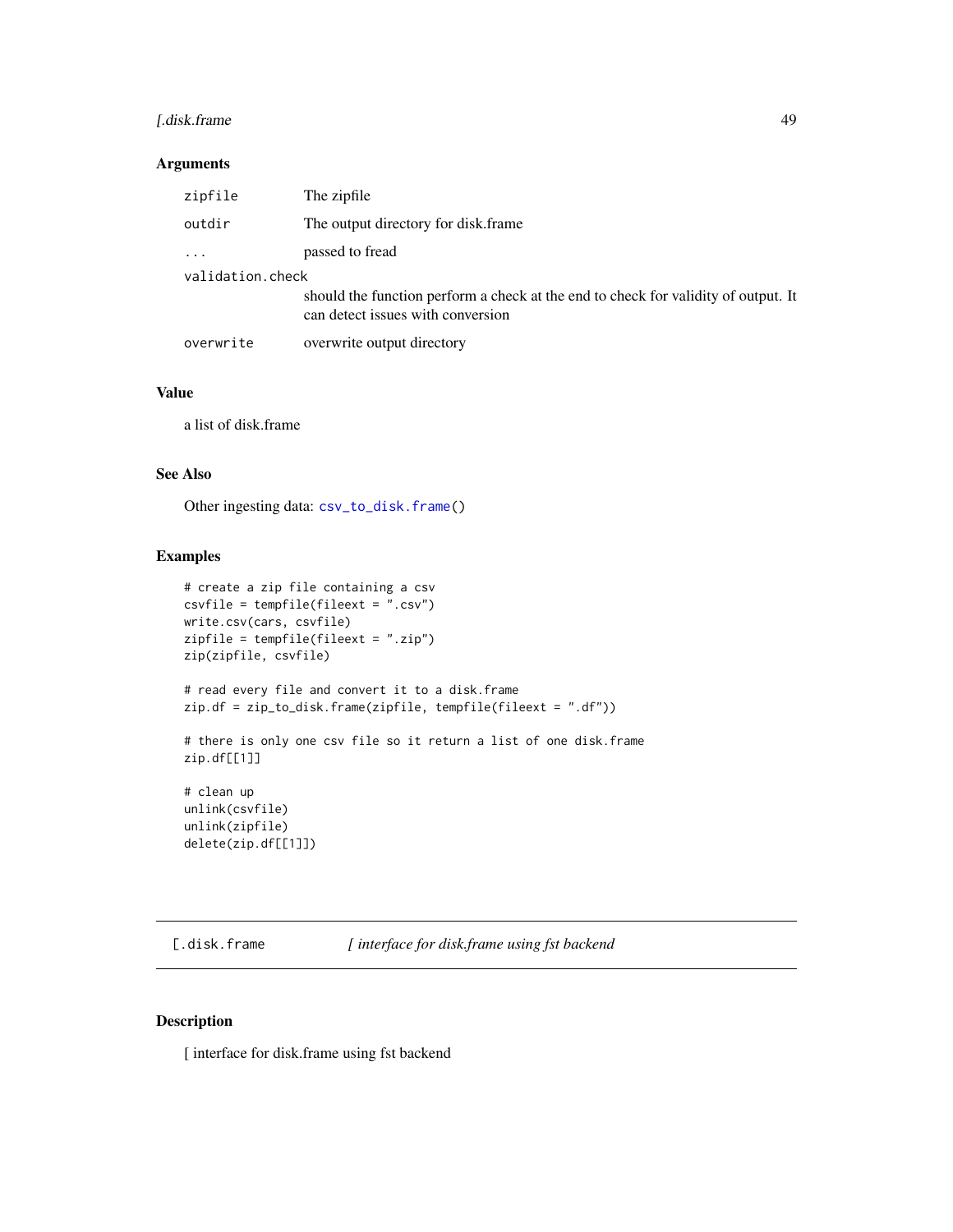## Arguments

| | |
|---|---|
| zipfile | The zipfile |
| outdir | The output directory for disk.frame |
| ... | passed to fread |
| validation.check | should the function perform a check at the end to check for validity of output. It can detect issues with conversion |
| overwrite | overwrite output directory |

## Value

a list of disk.frame

## See Also

Other ingesting data: csv_to_disk.frame()

## Examples

```
# create a zip file containing a csv
csvfile = tempfile(fileext = ".csv")
write.csv(cars, csvfile)
zipfile = tempfile(fileext = ".zip")
zip(zipfile, csvfile)

# read every file and convert it to a disk.frame
zip.df = zip_to_disk.frame(zipfile, tempfile(fileext = ".df"))

# there is only one csv file so it return a list of one disk.frame
zip.df[[1]]

# clean up
unlink(csvfile)
unlink(zipfile)
delete(zip.df[[1]])
```

---

# [.disk.frame — *[ interface for disk.frame using fst backend*

## Description

[ interface for disk.frame using fst backend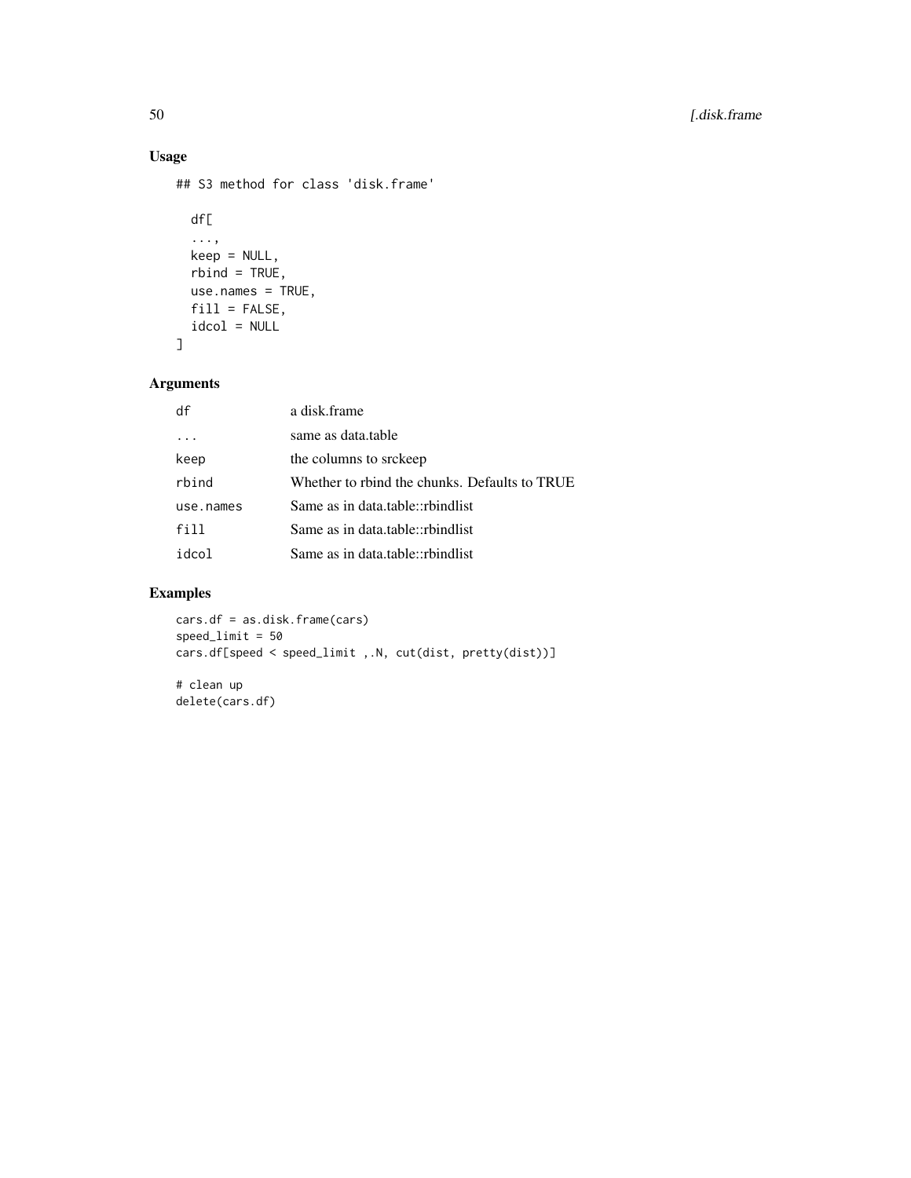## Usage

```
## S3 method for class 'disk.frame'

  df[
  ...,
  keep = NULL,
  rbind = TRUE,
  use.names = TRUE,
  fill = FALSE,
  idcol = NULL
]
```

## Arguments

| | |
|---|---|
| df | a disk.frame |
| ... | same as data.table |
| keep | the columns to srckeep |
| rbind | Whether to rbind the chunks. Defaults to TRUE |
| use.names | Same as in data.table::rbindlist |
| fill | Same as in data.table::rbindlist |
| idcol | Same as in data.table::rbindlist |

## Examples

```
cars.df = as.disk.frame(cars)
speed_limit = 50
cars.df[speed < speed_limit ,.N, cut(dist, pretty(dist))]

# clean up
delete(cars.df)
```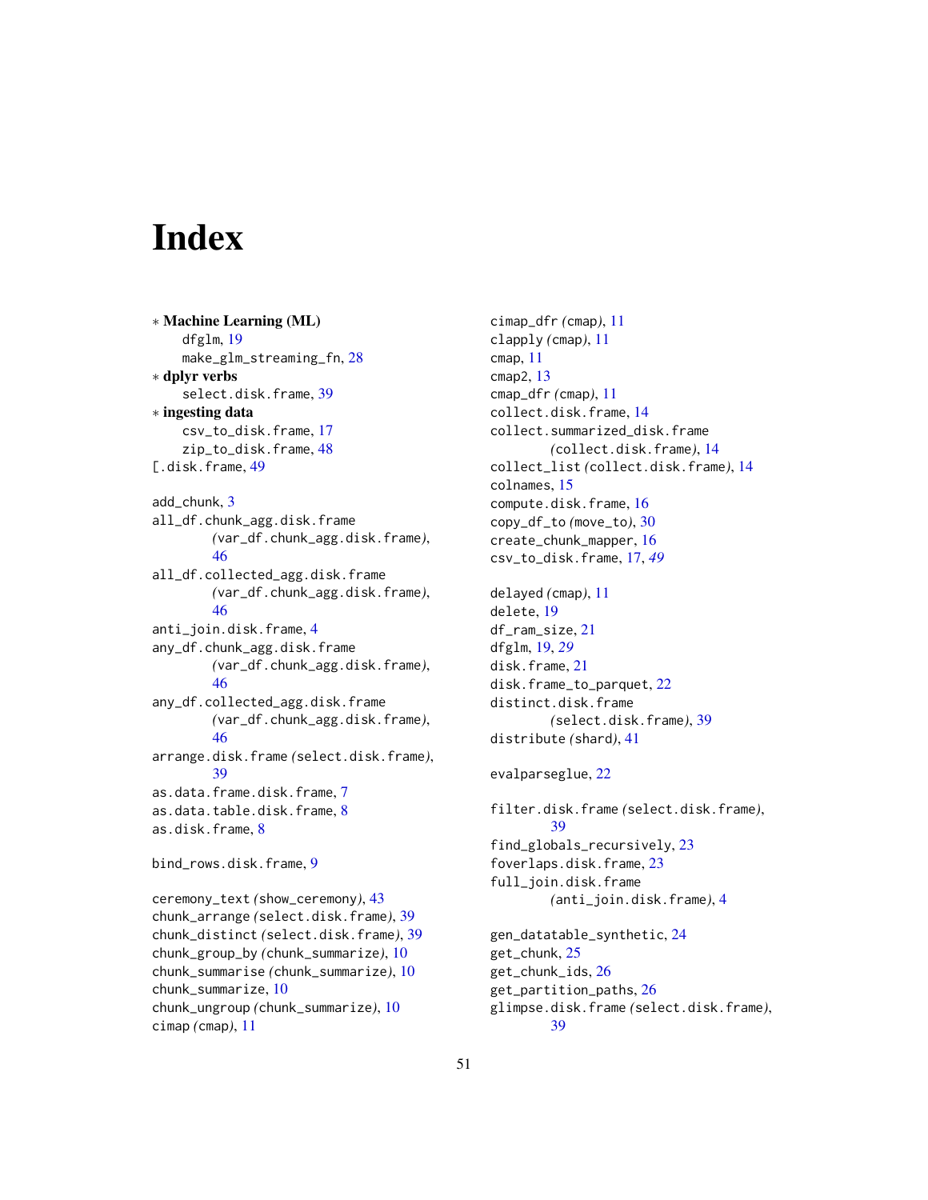# Index

* **Machine Learning (ML)**
  - dfglm, 19
  - make_glm_streaming_fn, 28
* **dplyr verbs**
  - select.disk.frame, 39
* **ingesting data**
  - csv_to_disk.frame, 17
  - zip_to_disk.frame, 48

[.disk.frame, 49

add_chunk, 3
all_df.chunk_agg.disk.frame *(var_df.chunk_agg.disk.frame)*, 46
all_df.collected_agg.disk.frame *(var_df.chunk_agg.disk.frame)*, 46
anti_join.disk.frame, 4
any_df.chunk_agg.disk.frame *(var_df.chunk_agg.disk.frame)*, 46
any_df.collected_agg.disk.frame *(var_df.chunk_agg.disk.frame)*, 46
arrange.disk.frame *(select.disk.frame)*, 39
as.data.frame.disk.frame, 7
as.data.table.disk.frame, 8
as.disk.frame, 8

bind_rows.disk.frame, 9

ceremony_text *(show_ceremony)*, 43
chunk_arrange *(select.disk.frame)*, 39
chunk_distinct *(select.disk.frame)*, 39
chunk_group_by *(chunk_summarize)*, 10
chunk_summarise *(chunk_summarize)*, 10
chunk_summarize, 10
chunk_ungroup *(chunk_summarize)*, 10
cimap *(cmap)*, 11
cimap_dfr *(cmap)*, 11
clapply *(cmap)*, 11
cmap, 11
cmap2, 13
cmap_dfr *(cmap)*, 11
collect.disk.frame, 14
collect.summarized_disk.frame *(collect.disk.frame)*, 14
collect_list *(collect.disk.frame)*, 14
colnames, 15
compute.disk.frame, 16
copy_df_to *(move_to)*, 30
create_chunk_mapper, 16
csv_to_disk.frame, 17, *49*

delayed *(cmap)*, 11
delete, 19
df_ram_size, 21
dfglm, 19, *29*
disk.frame, 21
disk.frame_to_parquet, 22
distinct.disk.frame *(select.disk.frame)*, 39
distribute *(shard)*, 41

evalparseglue, 22

filter.disk.frame *(select.disk.frame)*, 39
find_globals_recursively, 23
foverlaps.disk.frame, 23
full_join.disk.frame *(anti_join.disk.frame)*, 4

gen_datatable_synthetic, 24
get_chunk, 25
get_chunk_ids, 26
get_partition_paths, 26
glimpse.disk.frame *(select.disk.frame)*, 39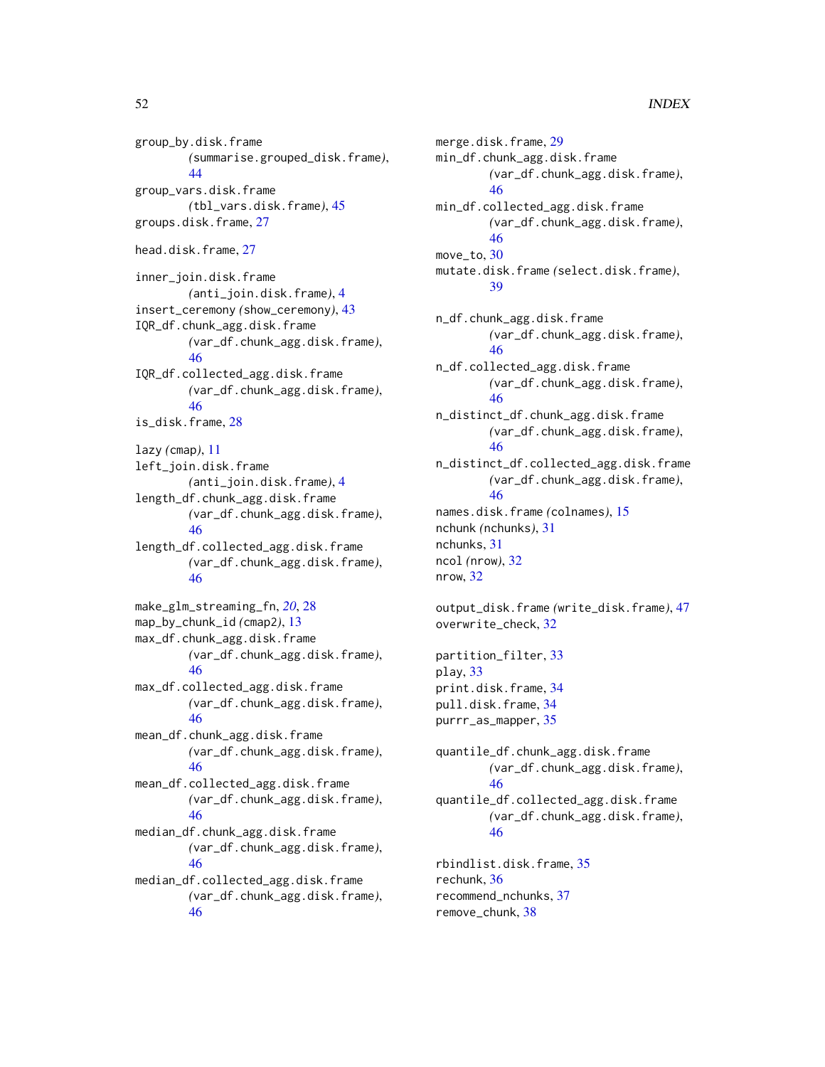group_by.disk.frame (summarise.grouped_disk.frame), 44
group_vars.disk.frame (tbl_vars.disk.frame), 45
groups.disk.frame, 27

head.disk.frame, 27

inner_join.disk.frame (anti_join.disk.frame), 4
insert_ceremony (show_ceremony), 43
IQR_df.chunk_agg.disk.frame (var_df.chunk_agg.disk.frame), 46
IQR_df.collected_agg.disk.frame (var_df.chunk_agg.disk.frame), 46
is_disk.frame, 28

lazy (cmap), 11
left_join.disk.frame (anti_join.disk.frame), 4
length_df.chunk_agg.disk.frame (var_df.chunk_agg.disk.frame), 46
length_df.collected_agg.disk.frame (var_df.chunk_agg.disk.frame), 46

make_glm_streaming_fn, *20*, 28
map_by_chunk_id (cmap2), 13
max_df.chunk_agg.disk.frame (var_df.chunk_agg.disk.frame), 46
max_df.collected_agg.disk.frame (var_df.chunk_agg.disk.frame), 46
mean_df.chunk_agg.disk.frame (var_df.chunk_agg.disk.frame), 46
mean_df.collected_agg.disk.frame (var_df.chunk_agg.disk.frame), 46
median_df.chunk_agg.disk.frame (var_df.chunk_agg.disk.frame), 46
median_df.collected_agg.disk.frame (var_df.chunk_agg.disk.frame), 46
merge.disk.frame, 29
min_df.chunk_agg.disk.frame (var_df.chunk_agg.disk.frame), 46
min_df.collected_agg.disk.frame (var_df.chunk_agg.disk.frame), 46
move_to, 30
mutate.disk.frame (select.disk.frame), 39

n_df.chunk_agg.disk.frame (var_df.chunk_agg.disk.frame), 46
n_df.collected_agg.disk.frame (var_df.chunk_agg.disk.frame), 46
n_distinct_df.chunk_agg.disk.frame (var_df.chunk_agg.disk.frame), 46
n_distinct_df.collected_agg.disk.frame (var_df.chunk_agg.disk.frame), 46
names.disk.frame (colnames), 15
nchunk (nchunks), 31
nchunks, 31
ncol (nrow), 32
nrow, 32

output_disk.frame (write_disk.frame), 47
overwrite_check, 32

partition_filter, 33
play, 33
print.disk.frame, 34
pull.disk.frame, 34
purrr_as_mapper, 35

quantile_df.chunk_agg.disk.frame (var_df.chunk_agg.disk.frame), 46
quantile_df.collected_agg.disk.frame (var_df.chunk_agg.disk.frame), 46

rbindlist.disk.frame, 35
rechunk, 36
recommend_nchunks, 37
remove_chunk, 38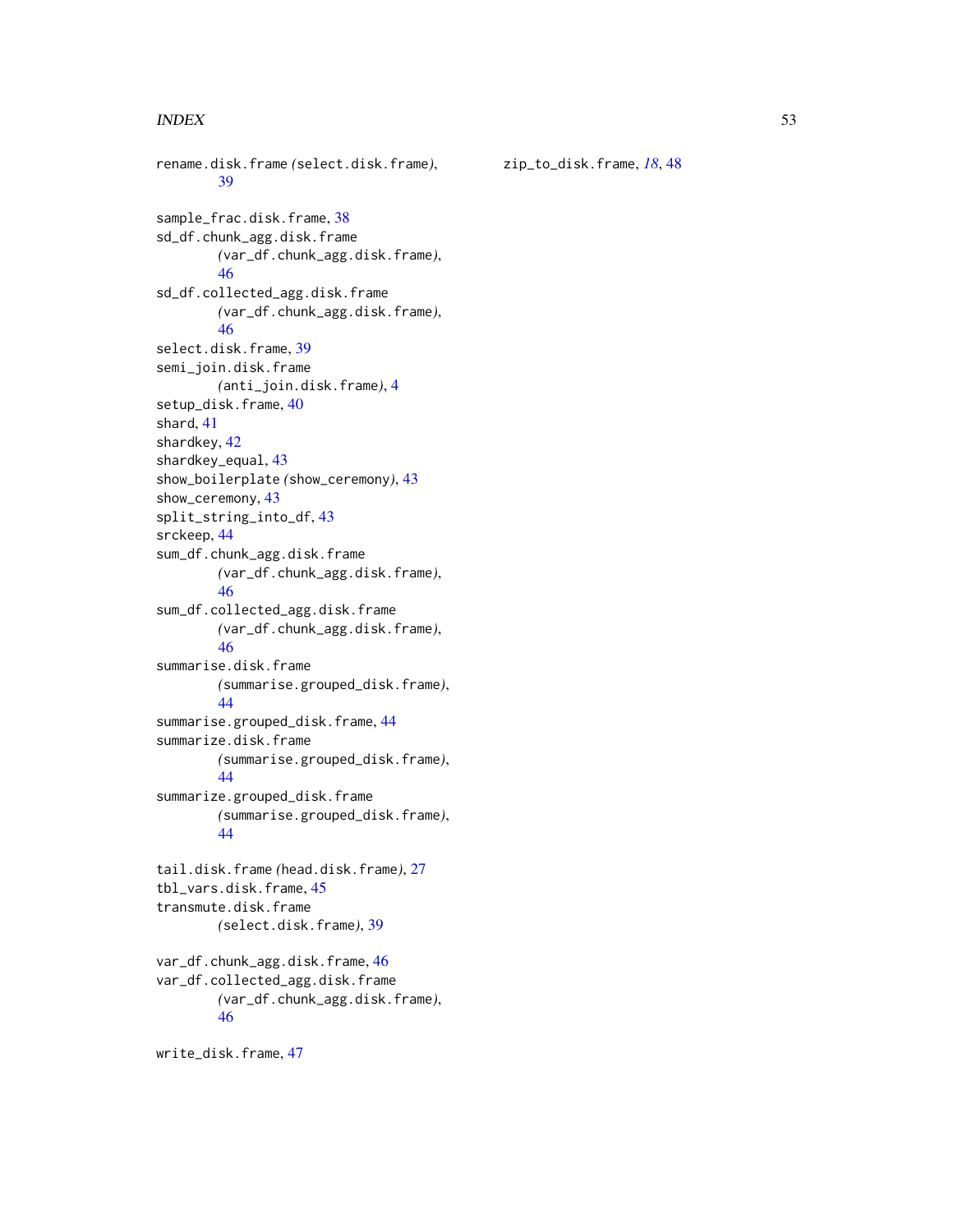rename.disk.frame (select.disk.frame), 39

sample_frac.disk.frame, 38
sd_df.chunk_agg.disk.frame (var_df.chunk_agg.disk.frame), 46
sd_df.collected_agg.disk.frame (var_df.chunk_agg.disk.frame), 46
select.disk.frame, 39
semi_join.disk.frame (anti_join.disk.frame), 4
setup_disk.frame, 40
shard, 41
shardkey, 42
shardkey_equal, 43
show_boilerplate (show_ceremony), 43
show_ceremony, 43
split_string_into_df, 43
srckeep, 44
sum_df.chunk_agg.disk.frame (var_df.chunk_agg.disk.frame), 46
sum_df.collected_agg.disk.frame (var_df.chunk_agg.disk.frame), 46
summarise.disk.frame (summarise.grouped_disk.frame), 44
summarise.grouped_disk.frame, 44
summarize.disk.frame (summarise.grouped_disk.frame), 44
summarize.grouped_disk.frame (summarise.grouped_disk.frame), 44

tail.disk.frame (head.disk.frame), 27
tbl_vars.disk.frame, 45
transmute.disk.frame (select.disk.frame), 39

var_df.chunk_agg.disk.frame, 46
var_df.collected_agg.disk.frame (var_df.chunk_agg.disk.frame), 46

write_disk.frame, 47

zip_to_disk.frame, *18*, 48